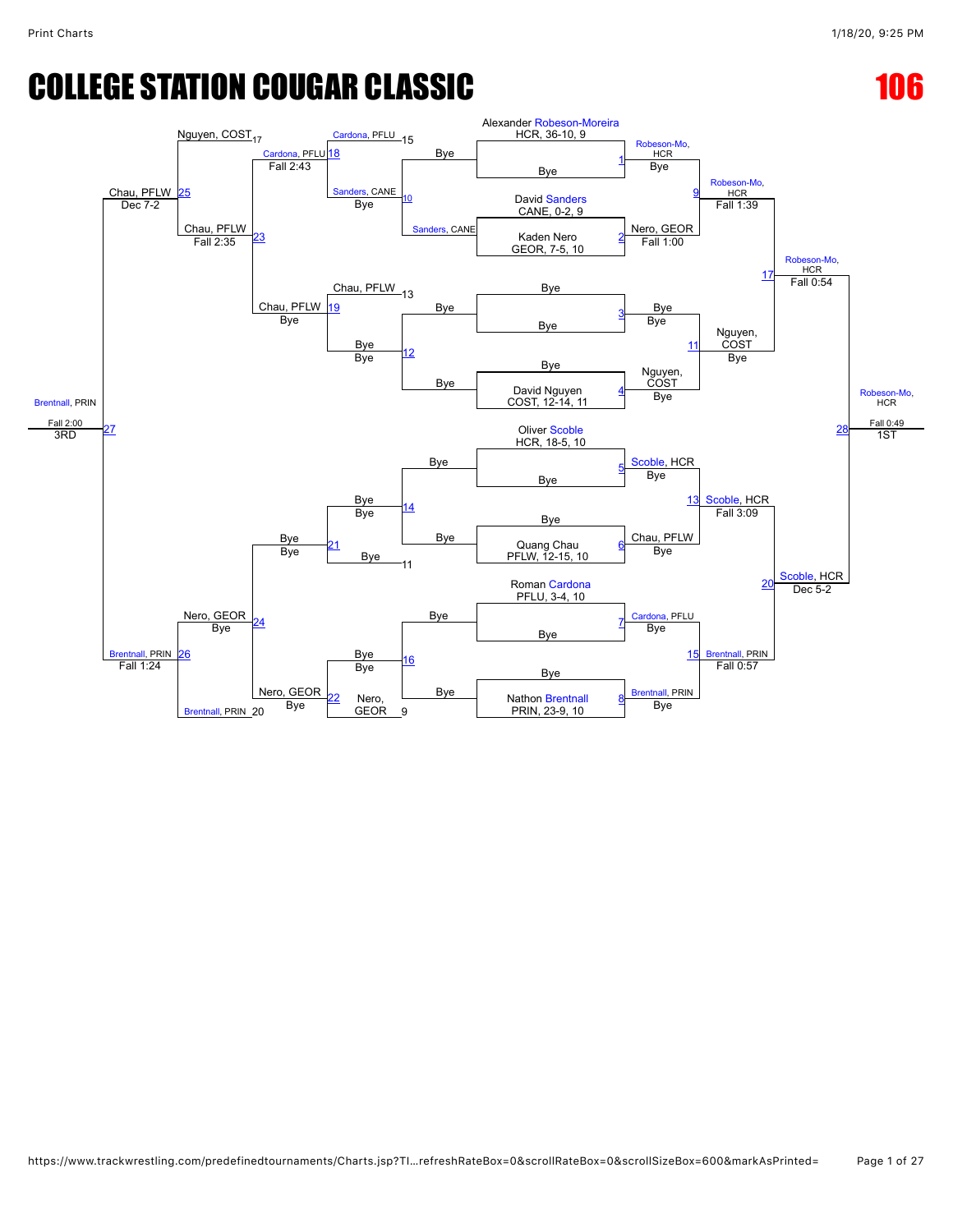# COLLEGE STATION COUGAR CLASSIC

# 106

## Championship Bracket

| Seed | Wrestler | Team, Record |
| --- | --- | --- |
| 9 | Alexander Robeson-Moreira | HCR, 36-10 |
| 9 | David Sanders | CANE, 0-2 |
| 10 | Kaden Nero | GEOR, 7-5 |
| 11 | David Nguyen | COST, 12-14 |
| 10 | Oliver Scoble | HCR, 18-5 |
| 10 | Quang Chau | PFLW, 12-15 |
| 10 | Roman Cardona | PFLU, 3-4 |
| 10 | Nathon Brentnall | PRIN, 23-9 |

### First Round

| Match | Wrestler A | Wrestler B | Winner | Result |
| --- | --- | --- | --- | --- |
| 1 | Alexander Robeson-Moreira | Bye | Robeson-Mo, HCR | Bye |
| 2 | David Sanders | Kaden Nero | Nero, GEOR | Fall 1:00 |
| 3 | Bye | Bye | Bye | Bye |
| 4 | Bye | David Nguyen | Nguyen, COST | Bye |
| 5 | Oliver Scoble | Bye | Scoble, HCR | Bye |
| 6 | Bye | Quang Chau | Chau, PFLW | Bye |
| 7 | Roman Cardona | Bye | Cardona, PFLU | Bye |
| 8 | Bye | Nathon Brentnall | Brentnall, PRIN | Bye |

### Quarterfinals

| Match | Winner | Result |
| --- | --- | --- |
| 9 | Robeson-Mo, HCR | Fall 1:39 |
| 11 | Nguyen, COST | Bye |
| 13 | Scoble, HCR | Fall 3:09 |
| 15 | Brentnall, PRIN | Fall 0:57 |

### Semifinals

| Match | Winner | Result |
| --- | --- | --- |
| 17 | Robeson-Mo, HCR | Fall 0:54 |
| 20 | Scoble, HCR | Dec 5-2 |

### Final (1ST)

| Match | Winner | Result |
| --- | --- | --- |
| 28 | Robeson-Mo, HCR | Fall 0:49 |

## Consolation Bracket

| Match | Wrestler A | Wrestler B | Winner | Result |
| --- | --- | --- | --- | --- |
| 10 | Sanders, CANE | Bye | Sanders, CANE | Bye |
| 12 | Bye | Bye | Bye | Bye |
| 14 | Bye | Bye | Bye | Bye |
| 16 | Bye | Bye | Nero, GEOR | Bye |
| 18 | Cardona, PFLU (15) | Sanders, CANE | Cardona, PFLU | Fall 2:43 |
| 19 | Chau, PFLW (13) | Bye | Chau, PFLW | Bye |
| 21 | Bye | Bye (11) | Bye | Bye |
| 22 | Nero, GEOR | Nero, GEOR (9) | Nero, GEOR | Bye |
| 23 | Cardona, PFLU | Chau, PFLW | Chau, PFLW | Fall 2:35 |
| 24 | Bye | Nero, GEOR | Nero, GEOR | Bye |
| 25 | Nguyen, COST (17) | Chau, PFLW | Chau, PFLW | Dec 7-2 |
| 26 | Nero, GEOR | Brentnall, PRIN (20) | Brentnall, PRIN | Fall 1:24 |
| 27 (3RD) | Chau, PFLW | Brentnall, PRIN | Brentnall, PRIN | Fall 2:00 |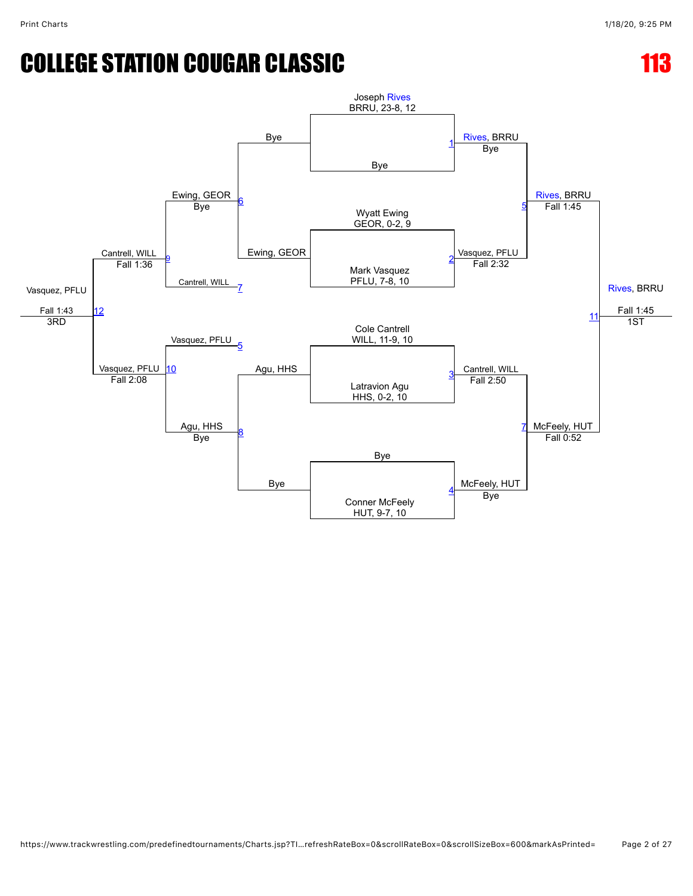# COLLEGE STATION COUGAR CLASSIC

## 113

### Championship Bracket

| Match | Wrestler 1 | Wrestler 2 | Winner | Result |
|---|---|---|---|---|
| 1 | Joseph Rives, BRRU, 23-8, 12 | Bye | Rives, BRRU | Bye |
| 2 | Wyatt Ewing, GEOR, 0-2, 9 | Mark Vasquez, PFLU, 7-8, 10 | Vasquez, PFLU | Fall 2:32 |
| 3 | Cole Cantrell, WILL, 11-9, 10 | Latravion Agu, HHS, 0-2, 10 | Cantrell, WILL | Fall 2:50 |
| 4 | Bye | Conner McFeely, HUT, 9-7, 10 | McFeely, HUT | Bye |
| 5 | Rives, BRRU | Vasquez, PFLU | Rives, BRRU | Fall 1:45 |
| 7 | Cantrell, WILL | McFeely, HUT | McFeely, HUT | Fall 0:52 |
| 11 | Rives, BRRU | McFeely, HUT | Rives, BRRU (1ST) | Fall 1:45 |

### Consolation Bracket

| Match | Wrestler 1 | Wrestler 2 | Winner | Result |
|---|---|---|---|---|
| 6 | Bye | Ewing, GEOR | Ewing, GEOR | Bye |
| 8 | Agu, HHS | Bye | Agu, HHS | Bye |
| 9 | Ewing, GEOR | Cantrell, WILL | Cantrell, WILL | Fall 1:36 |
| 10 | Vasquez, PFLU | Agu, HHS | Vasquez, PFLU | Fall 2:08 |
| 12 | Cantrell, WILL | Vasquez, PFLU | Vasquez, PFLU (3RD) | Fall 1:43 |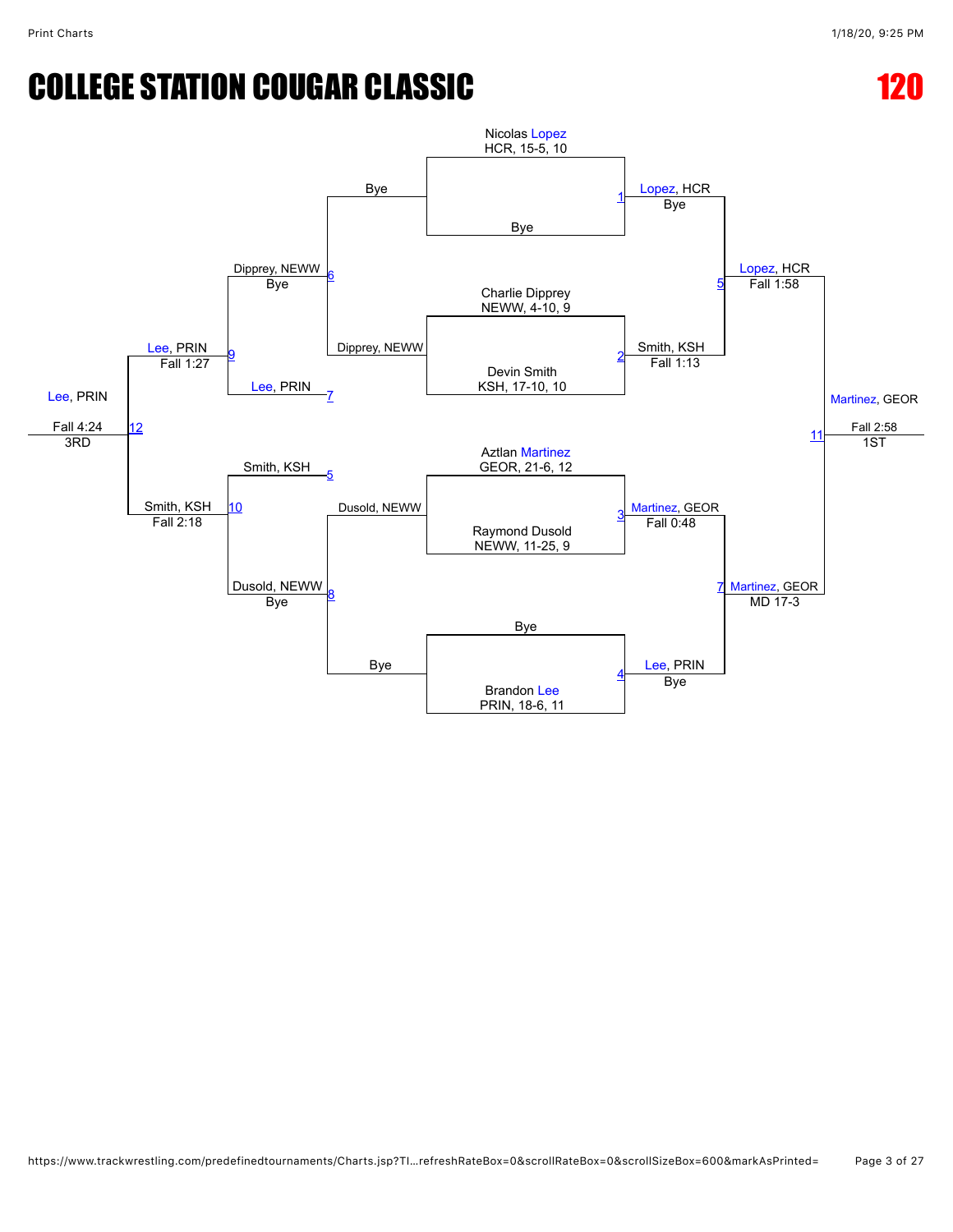# COLLEGE STATION COUGAR CLASSIC

## 120

**Championship Bracket**

| Match | Wrestler 1 | Wrestler 2 | Winner | Result |
|---|---|---|---|---|
| 1 | Nicolas Lopez, HCR, 15-5, 10 | Bye | Lopez, HCR | Bye |
| 2 | Charlie Dipprey, NEWW, 4-10, 9 | Devin Smith, KSH, 17-10, 10 | Smith, KSH | Fall 1:13 |
| 3 | Aztlan Martinez, GEOR, 21-6, 12 | Raymond Dusold, NEWW, 11-25, 9 | Martinez, GEOR | Fall 0:48 |
| 4 | Bye | Brandon Lee, PRIN, 18-6, 11 | Lee, PRIN | Bye |
| 5 | Lopez, HCR | Smith, KSH | Lopez, HCR | Fall 1:58 |
| 7 | Martinez, GEOR | Lee, PRIN | Martinez, GEOR | MD 17-3 |
| 11 | Lopez, HCR | Martinez, GEOR | Martinez, GEOR (1ST) | Fall 2:58 |

**Consolation Bracket**

| Match | Wrestler 1 | Wrestler 2 | Winner | Result |
|---|---|---|---|---|
| 6 | Bye | Dipprey, NEWW | Dipprey, NEWW | Bye |
| 8 | Dusold, NEWW | Bye | Dusold, NEWW | Bye |
| 9 | Dipprey, NEWW | Lee, PRIN | Lee, PRIN | Fall 1:27 |
| 10 | Smith, KSH | Dusold, NEWW | Smith, KSH | Fall 2:18 |
| 12 | Lee, PRIN | Smith, KSH | Lee, PRIN (3RD) | Fall 4:24 |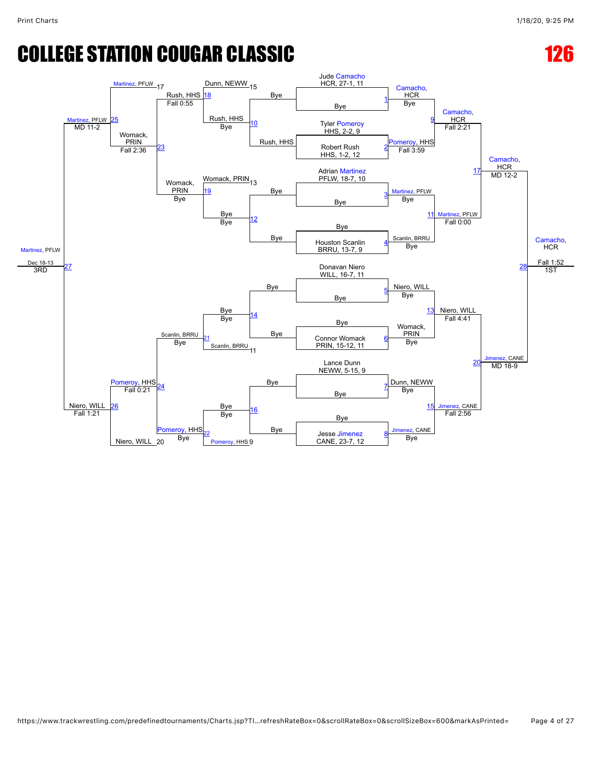# COLLEGE STATION COUGAR CLASSIC

# 126

## Championship Bracket

| Match | Wrestler 1 | Wrestler 2 | Winner | Result |
|---|---|---|---|---|
| 1 | Jude Camacho, HCR, 27-1, 11 | Bye | Camacho, HCR | Bye |
| 2 | Tyler Pomeroy, HHS, 2-2, 9 | Robert Rush, HHS, 1-2, 12 | Pomeroy, HHS | Fall 3:59 |
| 3 | Adrian Martinez, PFLW, 18-7, 10 | Bye | Martinez, PFLW | Bye |
| 4 | Bye | Houston Scanlin, BRRU, 13-7, 9 | Scanlin, BRRU | Bye |
| 5 | Donavan Niero, WILL, 16-7, 11 | Bye | Niero, WILL | Bye |
| 6 | Bye | Connor Womack, PRIN, 15-12, 11 | Womack, PRIN | Bye |
| 7 | Lance Dunn, NEWW, 5-15, 9 | Bye | Dunn, NEWW | Bye |
| 8 | Bye | Jesse Jimenez, CANE, 23-7, 12 | Jimenez, CANE | Bye |
| 9 | Camacho, HCR | Pomeroy, HHS | Camacho, HCR | Fall 2:21 |
| 11 | Martinez, PFLW | Scanlin, BRRU | Martinez, PFLW | Fall 0:00 |
| 13 | Niero, WILL | Womack, PRIN | Niero, WILL | Fall 4:41 |
| 15 | Dunn, NEWW | Jimenez, CANE | Jimenez, CANE | Fall 2:56 |
| 17 | Camacho, HCR | Martinez, PFLW | Camacho, HCR | MD 12-2 |
| 20 | Niero, WILL | Jimenez, CANE | Jimenez, CANE | MD 18-9 |
| 28 | Camacho, HCR | Jimenez, CANE | Camacho, HCR (1ST) | Fall 1:52 |

## Consolation Bracket

| Match | Wrestler 1 | Wrestler 2 | Winner | Result |
|---|---|---|---|---|
| 10 | Rush, HHS | Bye | Rush, HHS | Bye |
| 12 | Bye | Bye | Bye | Bye |
| 14 | Bye | Bye | Bye | Bye |
| 16 | Bye | Bye | Bye | Bye |
| 18 | Dunn, NEWW 15 | Rush, HHS | Rush, HHS | Fall 0:55 |
| 19 | Womack, PRIN 13 | Bye | Womack, PRIN | Bye |
| 21 | Bye | Scanlin, BRRU 11 | Scanlin, BRRU | Bye |
| 22 | Bye | Pomeroy, HHS 9 | Pomeroy, HHS | Bye |
| 23 | Rush, HHS | Womack, PRIN | Womack, PRIN | Fall 2:36 |
| 24 | Scanlin, BRRU | Pomeroy, HHS | Pomeroy, HHS | Fall 0:21 |
| 25 | Martinez, PFLW 17 | Womack, PRIN | Martinez, PFLW | MD 11-2 |
| 26 | Pomeroy, HHS | Niero, WILL 20 | Niero, WILL | Fall 1:21 |
| 27 | Martinez, PFLW | Niero, WILL | Martinez, PFLW (3RD) | Dec 18-13 |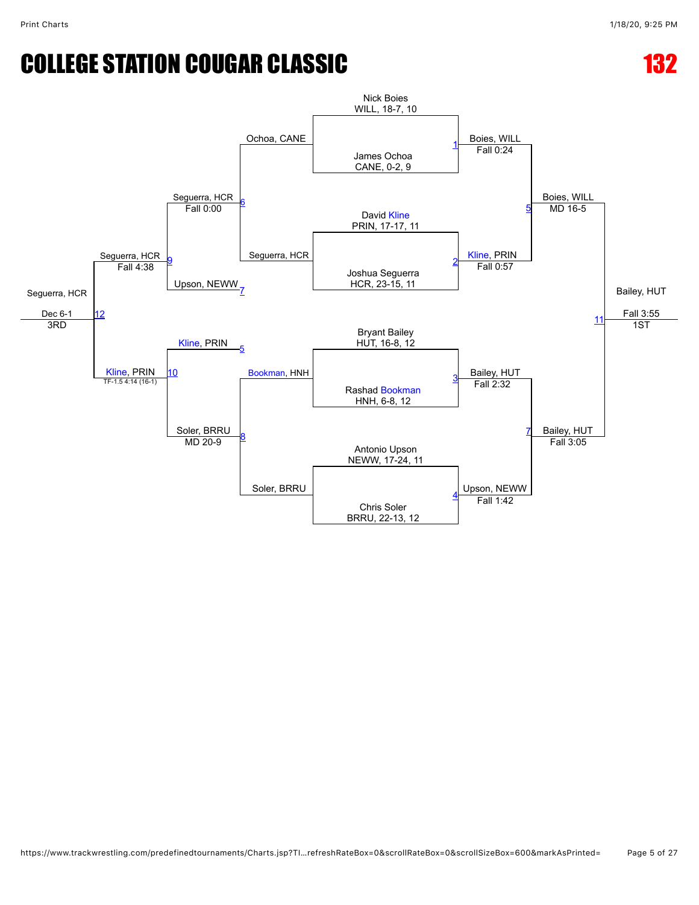# COLLEGE STATION COUGAR CLASSIC

# 132

## Championship Bracket

**Match 1:** Nick Boies (WILL, 18-7, 10) vs. James Ochoa (CANE, 0-2, 9) — Boies, WILL, Fall 0:24

**Match 2:** David Kline (PRIN, 17-17, 11) vs. Joshua Seguerra (HCR, 23-15, 11) — Kline, PRIN, Fall 0:57

**Match 3:** Bryant Bailey (HUT, 16-8, 12) vs. Rashad Bookman (HNH, 6-8, 12) — Bailey, HUT, Fall 2:32

**Match 4:** Antonio Upson (NEWW, 17-24, 11) vs. Chris Soler (BRRU, 22-13, 12) — Upson, NEWW, Fall 1:42

**Match 5:** Boies, WILL vs. Kline, PRIN — Boies, WILL, MD 16-5

**Match 7:** Bailey, HUT vs. Upson, NEWW — Bailey, HUT, Fall 3:05

**Match 11:** Boies, WILL vs. Bailey, HUT — Bailey, HUT, Fall 3:55 — 1ST

## Consolation Bracket

**Match 6:** Ochoa, CANE vs. Seguerra, HCR — Seguerra, HCR, Fall 0:00

**Match 8:** Bookman, HNH vs. Soler, BRRU — Soler, BRRU, MD 20-9

**Match 9:** Seguerra, HCR vs. Upson, NEWW — Seguerra, HCR, Fall 4:38

**Match 10:** Kline, PRIN vs. Soler, BRRU — Kline, PRIN, TF-1.5 4:14 (16-1)

**Match 12:** Seguerra, HCR vs. Kline, PRIN — Seguerra, HCR, Dec 6-1 — 3RD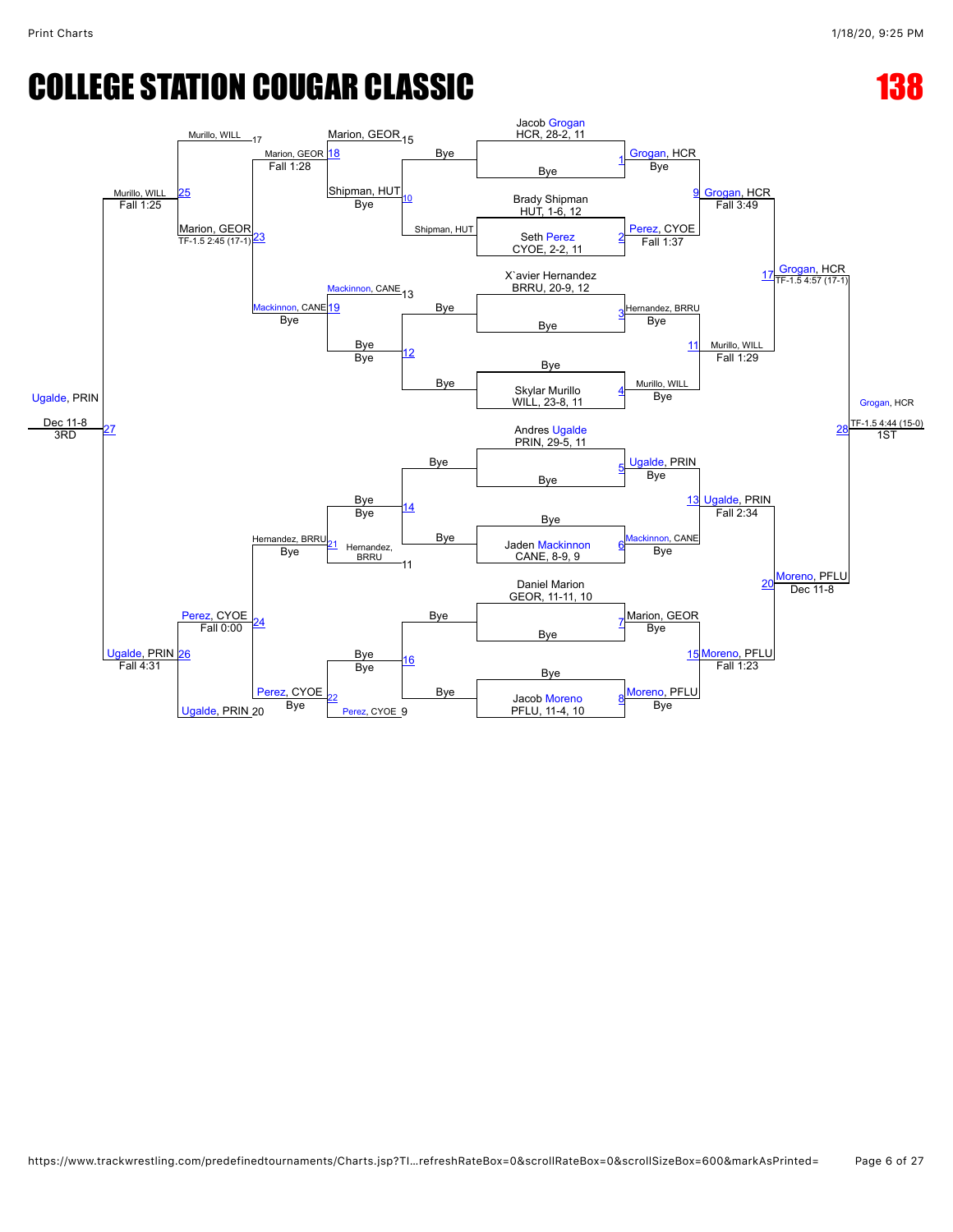# COLLEGE STATION COUGAR CLASSIC

# 138

## Championship Bracket

| Match | Wrestler 1 | Wrestler 2 | Winner | Result |
|---|---|---|---|---|
| 1 | Jacob Grogan, HCR, 28-2, 11 | Bye | Grogan, HCR | Bye |
| 2 | Brady Shipman, HUT, 1-6, 12 | Seth Perez, CYOE, 2-2, 11 | Perez, CYOE | Fall 1:37 |
| 3 | X`avier Hernandez, BRRU, 20-9, 12 | Bye | Hernandez, BRRU | Bye |
| 4 | Bye | Skylar Murillo, WILL, 23-8, 11 | Murillo, WILL | Bye |
| 5 | Andres Ugalde, PRIN, 29-5, 11 | Bye | Ugalde, PRIN | Bye |
| 6 | Bye | Jaden Mackinnon, CANE, 8-9, 9 | Mackinnon, CANE | Bye |
| 7 | Daniel Marion, GEOR, 11-11, 10 | Bye | Marion, GEOR | Bye |
| 8 | Bye | Jacob Moreno, PFLU, 11-4, 10 | Moreno, PFLU | Bye |
| 9 | Grogan, HCR | Perez, CYOE | Grogan, HCR | Fall 3:49 |
| 11 | Hernandez, BRRU | Murillo, WILL | Murillo, WILL | Fall 1:29 |
| 13 | Ugalde, PRIN | Mackinnon, CANE | Ugalde, PRIN | Fall 2:34 |
| 15 | Marion, GEOR | Moreno, PFLU | Moreno, PFLU | Fall 1:23 |
| 17 | Grogan, HCR | Murillo, WILL | Grogan, HCR | TF-1.5 4:57 (17-1) |
| 20 | Ugalde, PRIN | Moreno, PFLU | Moreno, PFLU | Dec 11-8 |
| 28 | Grogan, HCR | Moreno, PFLU | Grogan, HCR (1ST) | TF-1.5 4:44 (15-0) |

## Consolation Bracket

| Match | Wrestler 1 | Wrestler 2 | Winner | Result |
|---|---|---|---|---|
| 10 | Bye | Shipman, HUT | Shipman, HUT | Bye |
| 12 | Bye | Bye | Bye | Bye |
| 14 | Bye | Bye | Bye | Bye |
| 16 | Bye | Bye | Bye | Bye |
| 18 | Marion, GEOR (15) | Shipman, HUT | Marion, GEOR | Fall 1:28 |
| 19 | Mackinnon, CANE (13) | Bye | Mackinnon, CANE | Bye |
| 21 | Bye | Hernandez, BRRU (11) | Hernandez, BRRU | Bye |
| 22 | Bye | Perez, CYOE (9) | Perez, CYOE | Bye |
| 23 | Marion, GEOR | Mackinnon, CANE | Marion, GEOR | TF-1.5 2:45 (17-1) |
| 24 | Hernandez, BRRU | Perez, CYOE | Perez, CYOE | Fall 0:00 |
| 25 | Murillo, WILL (17) | Marion, GEOR | Murillo, WILL | Fall 1:25 |
| 26 | Perez, CYOE | Ugalde, PRIN (20) | Ugalde, PRIN | Fall 4:31 |
| 27 | Murillo, WILL | Ugalde, PRIN | Ugalde, PRIN (3RD) | Dec 11-8 |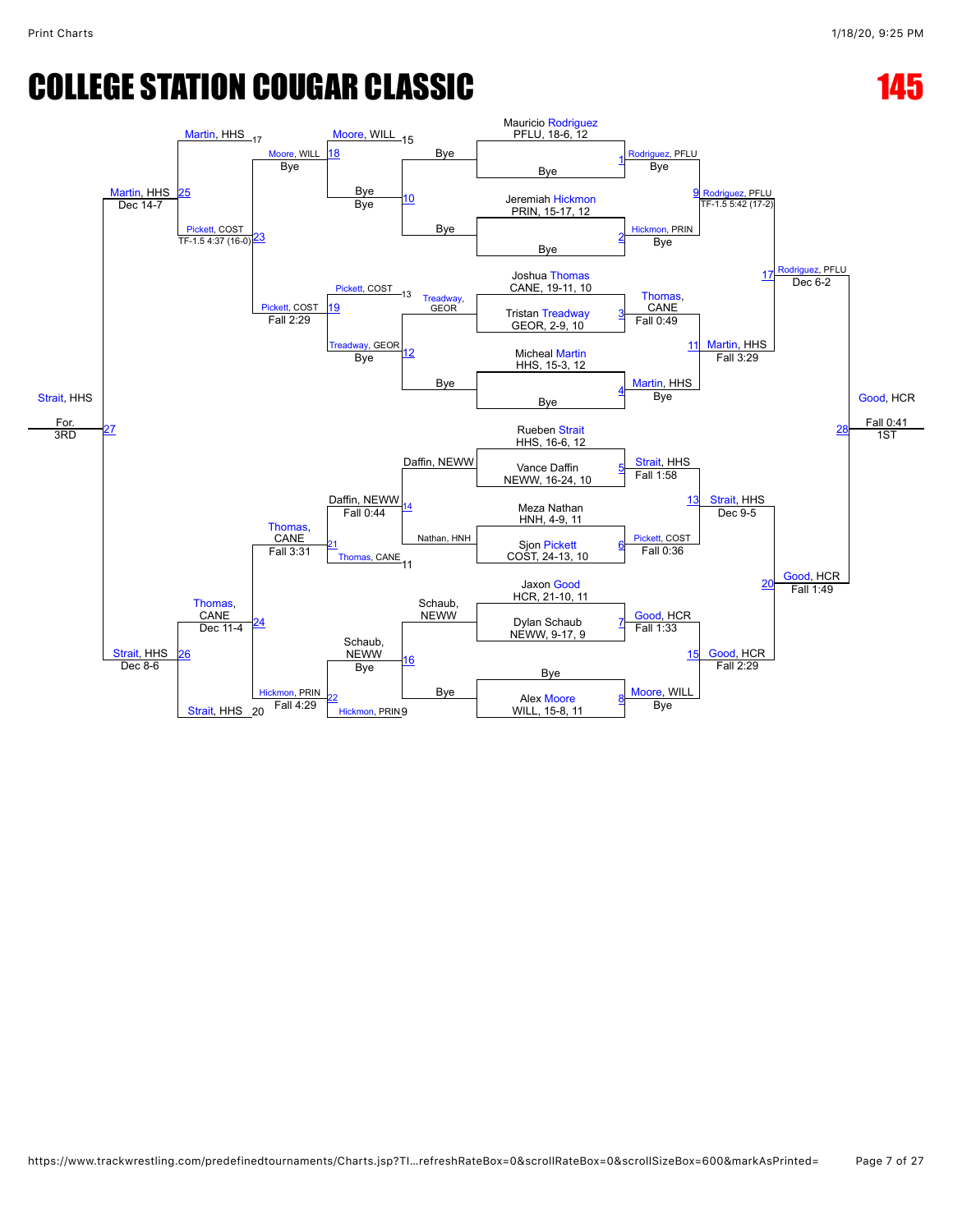# COLLEGE STATION COUGAR CLASSIC

# 145

## Championship Bracket

### First Round

| Match | Wrestler 1 | Wrestler 2 | Winner | Result |
|---|---|---|---|---|
| 1 | Mauricio Rodriguez, PFLU, 18-6, 12 | Bye | Rodriguez, PFLU | Bye |
| 2 | Jeremiah Hickmon, PRIN, 15-17, 12 | Bye | Hickmon, PRIN | Bye |
| 3 | Joshua Thomas, CANE, 19-11, 10 | Tristan Treadway, GEOR, 2-9, 10 | Thomas, CANE | Fall 0:49 |
| 4 | Micheal Martin, HHS, 15-3, 12 | Bye | Martin, HHS | Bye |
| 5 | Rueben Strait, HHS, 16-6, 12 | Vance Daffin, NEWW, 16-24, 10 | Strait, HHS | Fall 1:58 |
| 6 | Meza Nathan, HNH, 4-9, 11 | Sjon Pickett, COST, 24-13, 10 | Pickett, COST | Fall 0:36 |
| 7 | Jaxon Good, HCR, 21-10, 11 | Dylan Schaub, NEWW, 9-17, 9 | Good, HCR | Fall 1:33 |
| 8 | Bye | Alex Moore, WILL, 15-8, 11 | Moore, WILL | Bye |

### Quarterfinals

| Match | Wrestler 1 | Wrestler 2 | Winner | Result |
|---|---|---|---|---|
| 9 | Rodriguez, PFLU | Hickmon, PRIN | Rodriguez, PFLU | TF-1.5 5:42 (17-2) |
| 11 | Thomas, CANE | Martin, HHS | Martin, HHS | Fall 3:29 |
| 13 | Strait, HHS | Pickett, COST | Strait, HHS | Dec 9-5 |
| 15 | Good, HCR | Moore, WILL | Good, HCR | Fall 2:29 |

### Semifinals

| Match | Wrestler 1 | Wrestler 2 | Winner | Result |
|---|---|---|---|---|
| 17 | Rodriguez, PFLU | Martin, HHS | Rodriguez, PFLU | Dec 6-2 |
| 20 | Strait, HHS | Good, HCR | Good, HCR | Fall 1:49 |

### Final

| Match | Wrestler 1 | Wrestler 2 | Winner | Result |
|---|---|---|---|---|
| 28 | Rodriguez, PFLU | Good, HCR | Good, HCR | Fall 0:41 (1ST) |

## Consolation Bracket

| Match | Wrestler 1 | Wrestler 2 | Winner | Result |
|---|---|---|---|---|
| 10 | Bye | Bye | Bye | |
| 12 | Treadway, GEOR | Bye | Treadway, GEOR | Bye |
| 14 | Daffin, NEWW | Nathan, HNH | Daffin, NEWW | Fall 0:44 |
| 16 | Schaub, NEWW | Bye | Schaub, NEWW | Bye |
| 18 | Moore, WILL (15) | Bye | Moore, WILL | Bye |
| 19 | Pickett, COST (13) | Treadway, GEOR | Pickett, COST | Fall 2:29 |
| 21 | Daffin, NEWW | Thomas, CANE (11) | Thomas, CANE | Fall 3:31 |
| 22 | Schaub, NEWW | Hickmon, PRIN (9) | Hickmon, PRIN | Fall 4:29 |
| 23 | Moore, WILL | Pickett, COST | Pickett, COST | TF-1.5 4:37 (16-0) |
| 24 | Thomas, CANE | Hickmon, PRIN | Thomas, CANE | Dec 11-4 |
| 25 | Martin, HHS (17) | Pickett, COST | Martin, HHS | Dec 14-7 |
| 26 | Thomas, CANE | Strait, HHS (20) | Strait, HHS | Dec 8-6 |
| 27 | Martin, HHS | Strait, HHS | Strait, HHS | For. (3RD) |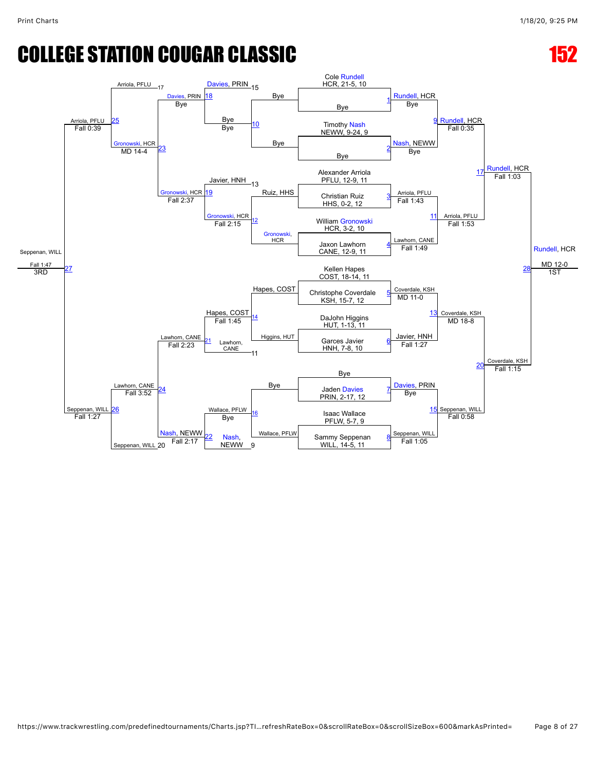# COLLEGE STATION COUGAR CLASSIC

# 152

## Championship Bracket

**Seeds / Round 1 entrants:**

- Cole Rundell, HCR, 21-5, 10
- Bye
- Timothy Nash, NEWW, 9-24, 9
- Bye
- Alexander Arriola, PFLU, 12-9, 11
- Christian Ruiz, HHS, 0-2, 12
- William Gronowski, HCR, 3-2, 10
- Jaxon Lawhorn, CANE, 12-9, 11
- Kellen Hapes, COST, 18-14, 11
- Christophe Coverdale, KSH, 15-7, 12
- DaJohn Higgins, HUT, 1-13, 11
- Garces Javier, HNH, 7-8, 10
- Bye
- Jaden Davies, PRIN, 2-17, 12
- Isaac Wallace, PFLW, 5-7, 9
- Sammy Seppenan, WILL, 14-5, 11

**Championship results:**

| Match | Winner | Result |
| --- | --- | --- |
| 1 | Rundell, HCR | Bye |
| 2 | Nash, NEWW | Bye |
| 3 | Arriola, PFLU | Fall 1:43 |
| 4 | Lawhorn, CANE | Fall 1:49 |
| 5 | Coverdale, KSH | MD 11-0 |
| 6 | Javier, HNH | Fall 1:27 |
| 7 | Davies, PRIN | Bye |
| 8 | Seppenan, WILL | Fall 1:05 |
| 9 | Rundell, HCR | Fall 0:35 |
| 11 | Arriola, PFLU | Fall 1:53 |
| 13 | Coverdale, KSH | MD 18-8 |
| 15 | Seppenan, WILL | Fall 0:58 |
| 17 | Rundell, HCR | Fall 1:03 |
| 20 | Coverdale, KSH | Fall 1:15 |
| 28 | Rundell, HCR | MD 12-0 — 1ST |

## Consolation Bracket

| Match | Competitors | Winner | Result |
| --- | --- | --- | --- |
| 10 | Bye vs Bye | Bye | Bye |
| 12 | Ruiz, HHS vs Gronowski, HCR | Gronowski, HCR | Fall 2:15 |
| 14 | Hapes, COST vs Higgins, HUT | Hapes, COST | Fall 1:45 |
| 16 | Bye vs Wallace, PFLW | Wallace, PFLW | Bye |
| 18 | Davies, PRIN (loser 15) vs Bye | Davies, PRIN | Bye |
| 19 | Javier, HNH (loser 13) vs Gronowski, HCR | Gronowski, HCR | Fall 2:37 |
| 21 | Hapes, COST vs Lawhorn, CANE (loser 11) | Lawhorn, CANE | Fall 2:23 |
| 22 | Wallace, PFLW vs Nash, NEWW (loser 9) | Nash, NEWW | Fall 2:17 |
| 23 | Davies, PRIN vs Gronowski, HCR | Gronowski, HCR | MD 14-4 |
| 24 | Lawhorn, CANE vs Nash, NEWW | Lawhorn, CANE | Fall 3:52 |
| 25 | Arriola, PFLU (loser 17) vs Gronowski, HCR | Arriola, PFLU | Fall 0:39 |
| 26 | Lawhorn, CANE vs Seppenan, WILL (loser 20) | Seppenan, WILL | Fall 1:27 |
| 27 | Arriola, PFLU vs Seppenan, WILL | Seppenan, WILL | Fall 1:47 — 3RD |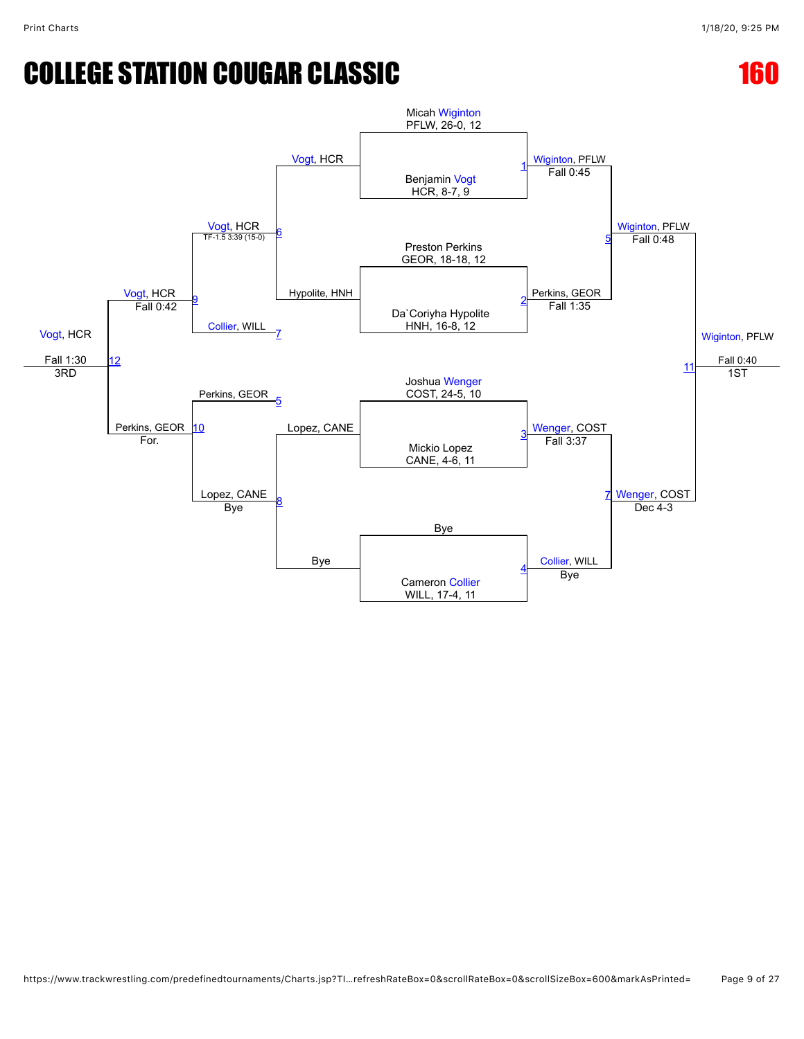# COLLEGE STATION COUGAR CLASSIC

# 160

## Championship Bracket

**Match 1:** Micah Wiginton (PFLW, 26-0, 12) vs. Benjamin Vogt (HCR, 8-7, 9) — Winner: Wiginton, PFLW — Fall 0:45

**Match 2:** Preston Perkins (GEOR, 18-18, 12) vs. Da`Coriyha Hypolite (HNH, 16-8, 12) — Winner: Perkins, GEOR — Fall 1:35

**Match 3:** Joshua Wenger (COST, 24-5, 10) vs. Mickio Lopez (CANE, 4-6, 11) — Winner: Wenger, COST — Fall 3:37

**Match 4:** Bye vs. Cameron Collier (WILL, 17-4, 11) — Winner: Collier, WILL — Bye

**Match 5:** Wiginton, PFLW vs. Perkins, GEOR — Winner: Wiginton, PFLW — Fall 0:48

**Match 7:** Wenger, COST vs. Collier, WILL — Winner: Wenger, COST — Dec 4-3

**Match 11:** Wiginton, PFLW vs. Wenger, COST — Winner: Wiginton, PFLW — Fall 0:40 — 1ST

## Consolation Bracket

**Match 6:** Vogt, HCR vs. Hypolite, HNH — Winner: Vogt, HCR — TF-1.5 3:39 (15-0)

**Match 8:** Lopez, CANE vs. Bye — Winner: Lopez, CANE — Bye

**Match 9:** Vogt, HCR vs. Collier, WILL — Winner: Vogt, HCR — Fall 0:42

**Match 10:** Perkins, GEOR vs. Lopez, CANE — Winner: Perkins, GEOR — For.

**Match 12:** Vogt, HCR vs. Perkins, GEOR — Winner: Vogt, HCR — Fall 1:30 — 3RD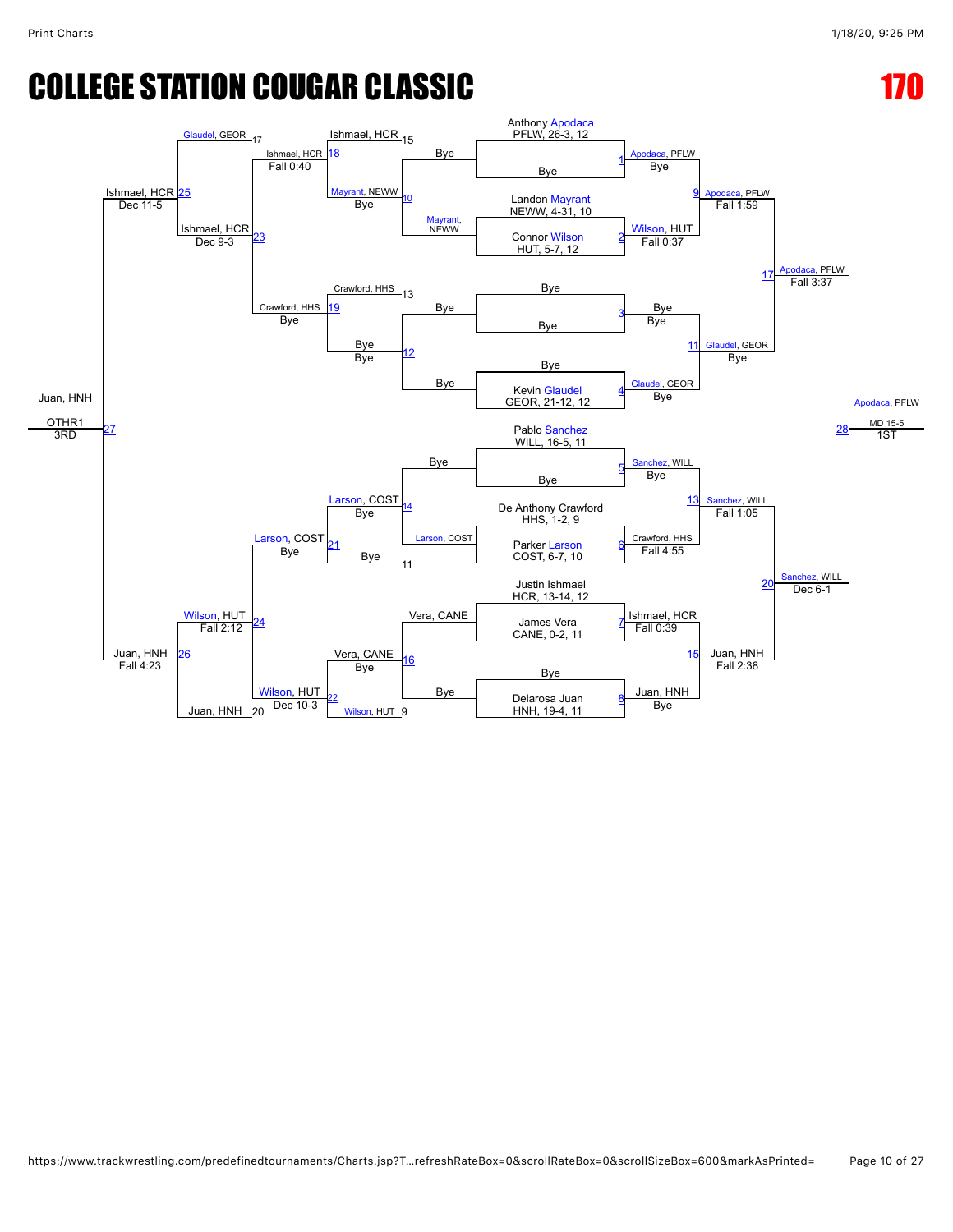# COLLEGE STATION COUGAR CLASSIC

# 170

## Championship Bracket

**Seeds / Entrants**

- Anthony Apodaca, PFLW, 26-3, 12
- Bye
- Landon Mayrant, NEWW, 4-31, 10
- Connor Wilson, HUT, 5-7, 12
- Bye
- Bye
- Bye
- Kevin Glaudel, GEOR, 21-12, 12
- Pablo Sanchez, WILL, 16-5, 11
- Bye
- De Anthony Crawford, HHS, 1-2, 9
- Parker Larson, COST, 6-7, 10
- Justin Ishmael, HCR, 13-14, 12
- James Vera, CANE, 0-2, 11
- Bye
- Delarosa Juan, HNH, 19-4, 11

**First Round**

- Match 1: Apodaca, PFLW — Bye
- Match 2: Wilson, HUT — Fall 0:37
- Match 3: Bye — Bye
- Match 4: Glaudel, GEOR — Bye
- Match 5: Sanchez, WILL — Bye
- Match 6: Crawford, HHS — Fall 4:55
- Match 7: Ishmael, HCR — Fall 0:39
- Match 8: Juan, HNH — Bye

**Quarterfinals**

- Match 9: Apodaca, PFLW — Fall 1:59
- Match 11: Glaudel, GEOR — Bye
- Match 13: Sanchez, WILL — Fall 1:05
- Match 15: Juan, HNH — Fall 2:38

**Semifinals**

- Match 17: Apodaca, PFLW — Fall 3:37
- Match 20: Sanchez, WILL — Dec 6-1

**Final**

- Match 28: Apodaca, PFLW — MD 15-5 — 1ST

## Consolation Bracket

- Match 10: Mayrant, NEWW — Bye (Mayrant, NEWW; Bye)
- Match 12: Bye — Bye (Bye; Bye)
- Match 14: Larson, COST — Bye (Larson, COST; Bye)
- Match 16: Vera, CANE — Bye (Vera, CANE; Bye)
- Match 18: Ishmael, HCR — Fall 0:40 (Ishmael, HCR 15; Mayrant, NEWW)
- Match 19: Crawford, HHS — Bye (Crawford, HHS 13; Bye)
- Match 21: Larson, COST — Bye (Larson, COST; Bye 11)
- Match 22: Wilson, HUT — Dec 10-3 (Vera, CANE; Wilson, HUT 9)
- Match 23: Ishmael, HCR — Dec 9-3 (Ishmael, HCR; Crawford, HHS)
- Match 24: Wilson, HUT — Fall 2:12 (Larson, COST; Wilson, HUT)
- Match 25: Ishmael, HCR — Dec 11-5 (Glaudel, GEOR 17; Ishmael, HCR)
- Match 26: Juan, HNH — Fall 4:23 (Wilson, HUT; Juan, HNH 20)
- Match 27: Juan, HNH — OTHR1 — 3RD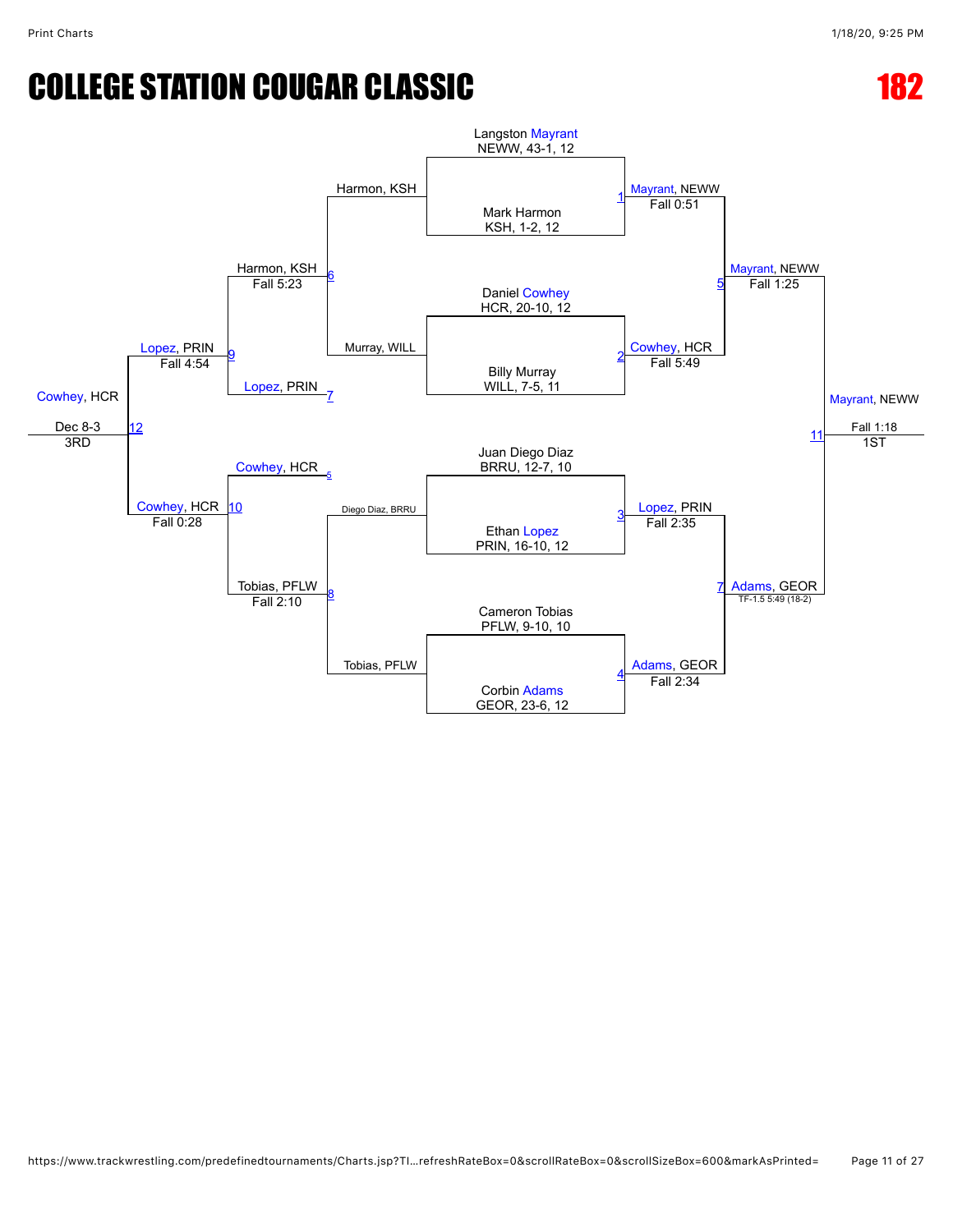# COLLEGE STATION COUGAR CLASSIC

## 182

### Championship Bracket

**First Round**

- Match 1: Langston Mayrant (NEWW, 43-1, 12) vs. Mark Harmon (KSH, 1-2, 12) — Mayrant, NEWW, Fall 0:51
- Match 2: Daniel Cowhey (HCR, 20-10, 12) vs. Billy Murray (WILL, 7-5, 11) — Cowhey, HCR, Fall 5:49
- Match 3: Juan Diego Diaz (BRRU, 12-7, 10) vs. Ethan Lopez (PRIN, 16-10, 12) — Lopez, PRIN, Fall 2:35
- Match 4: Cameron Tobias (PFLW, 9-10, 10) vs. Corbin Adams (GEOR, 23-6, 12) — Adams, GEOR, Fall 2:34

**Semifinals**

- Match 5: Mayrant, NEWW vs. Cowhey, HCR — Mayrant, NEWW, Fall 1:25
- Match 7: Lopez, PRIN vs. Adams, GEOR — Adams, GEOR, TF-1.5 5:49 (18-2)

**Final**

- Match 11: Mayrant, NEWW vs. Adams, GEOR — Mayrant, NEWW, Fall 1:18 — 1ST

### Consolation Bracket

**Consolation First Round**

- Match 6: Harmon, KSH vs. Murray, WILL — Harmon, KSH, Fall 5:23
- Match 8: Diego Diaz, BRRU vs. Tobias, PFLW — Tobias, PFLW, Fall 2:10

**Consolation Semifinals**

- Match 9: Harmon, KSH vs. Lopez, PRIN (7) — Lopez, PRIN, Fall 4:54
- Match 10: Cowhey, HCR (5) vs. Tobias, PFLW — Cowhey, HCR, Fall 0:28

**3rd Place**

- Match 12: Lopez, PRIN vs. Cowhey, HCR — Cowhey, HCR, Dec 8-3 — 3RD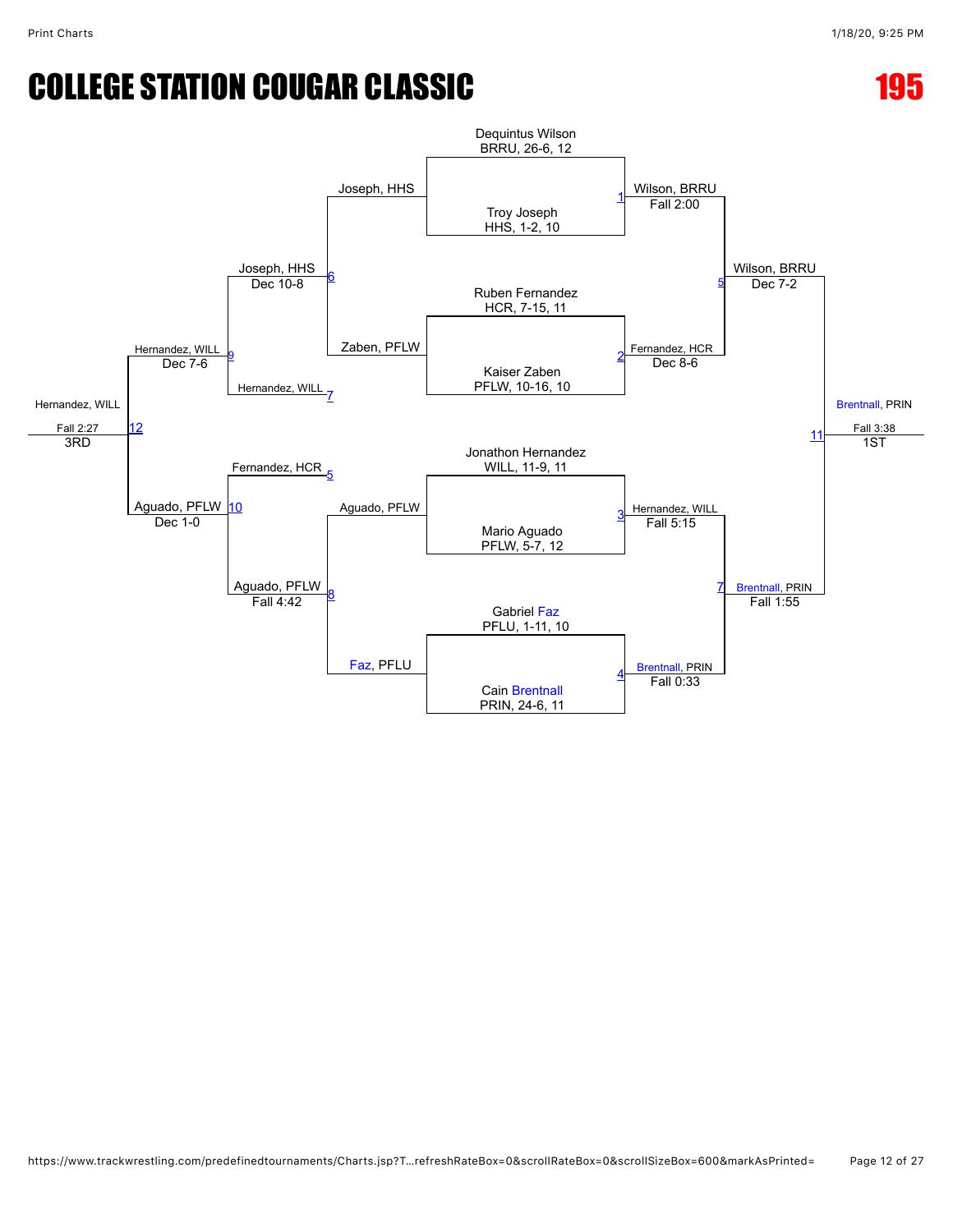# COLLEGE STATION COUGAR CLASSIC

# 195

## Championship Bracket

**Bout 1:** Dequintus Wilson (BRRU, 26-6, 12) vs. Troy Joseph (HHS, 1-2, 10) — Wilson, BRRU, Fall 2:00

**Bout 2:** Ruben Fernandez (HCR, 7-15, 11) vs. Kaiser Zaben (PFLW, 10-16, 10) — Fernandez, HCR, Dec 8-6

**Bout 3:** Jonathon Hernandez (WILL, 11-9, 11) vs. Mario Aguado (PFLW, 5-7, 12) — Hernandez, WILL, Fall 5:15

**Bout 4:** Gabriel Faz (PFLU, 1-11, 10) vs. Cain Brentnall (PRIN, 24-6, 11) — Brentnall, PRIN, Fall 0:33

**Bout 5:** Wilson, BRRU vs. Fernandez, HCR — Wilson, BRRU, Dec 7-2

**Bout 7:** Hernandez, WILL vs. Brentnall, PRIN — Brentnall, PRIN, Fall 1:55

**Bout 11:** Wilson, BRRU vs. Brentnall, PRIN — Brentnall, PRIN, Fall 3:38 — **1ST**

## Consolation Bracket

**Bout 6:** Joseph, HHS vs. Zaben, PFLW — Joseph, HHS, Dec 10-8

**Bout 8:** Aguado, PFLW vs. Faz, PFLU — Aguado, PFLW, Fall 4:42

**Bout 9:** Joseph, HHS vs. Hernandez, WILL (7) — Hernandez, WILL, Dec 7-6

**Bout 10:** Fernandez, HCR (5) vs. Aguado, PFLW — Aguado, PFLW, Dec 1-0

**Bout 12:** Hernandez, WILL vs. Aguado, PFLW — Hernandez, WILL, Fall 2:27 — **3RD**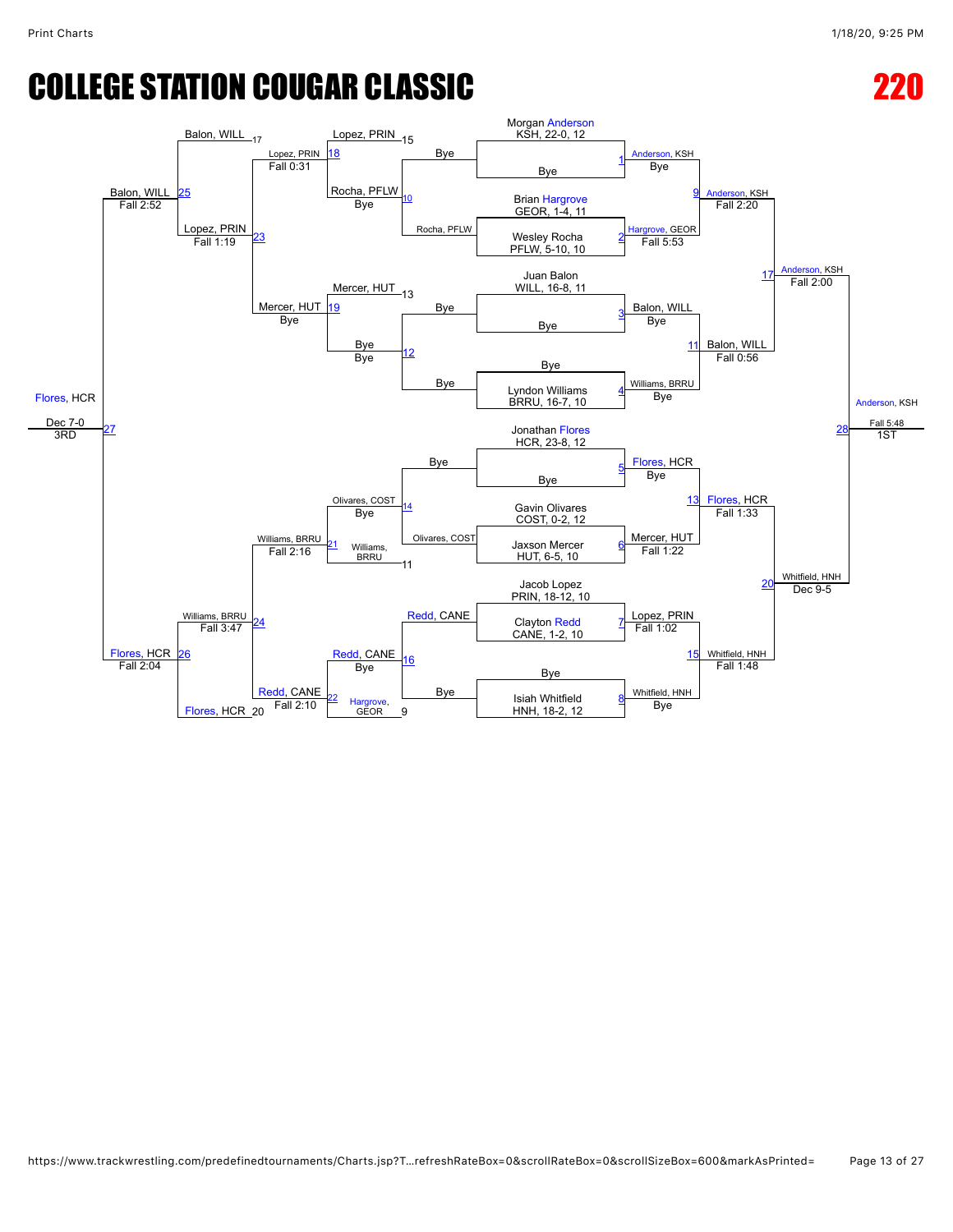# COLLEGE STATION COUGAR CLASSIC

# 220

## Championship Bracket

| Match | Wrestler 1 | Wrestler 2 | Winner | Result |
| --- | --- | --- | --- | --- |
| 1 | Morgan Anderson, KSH, 22-0, 12 | Bye | Anderson, KSH | Bye |
| 2 | Brian Hargrove, GEOR, 1-4, 11 | Wesley Rocha, PFLW, 5-10, 10 | Hargrove, GEOR | Fall 5:53 |
| 3 | Juan Balon, WILL, 16-8, 11 | Bye | Balon, WILL | Bye |
| 4 | Bye | Lyndon Williams, BRRU, 16-7, 10 | Williams, BRRU | Bye |
| 5 | Jonathan Flores, HCR, 23-8, 12 | Bye | Flores, HCR | Bye |
| 6 | Gavin Olivares, COST, 0-2, 12 | Jaxson Mercer, HUT, 6-5, 10 | Mercer, HUT | Fall 1:22 |
| 7 | Jacob Lopez, PRIN, 18-12, 10 | Clayton Redd, CANE, 1-2, 10 | Lopez, PRIN | Fall 1:02 |
| 8 | Bye | Isiah Whitfield, HNH, 18-2, 12 | Whitfield, HNH | Bye |
| 9 | Anderson, KSH | Hargrove, GEOR | Anderson, KSH | Fall 2:20 |
| 11 | Balon, WILL | Williams, BRRU | Balon, WILL | Fall 0:56 |
| 13 | Flores, HCR | Mercer, HUT | Flores, HCR | Fall 1:33 |
| 15 | Lopez, PRIN | Whitfield, HNH | Whitfield, HNH | Fall 1:48 |
| 17 | Anderson, KSH | Balon, WILL | Anderson, KSH | Fall 2:00 |
| 20 | Flores, HCR | Whitfield, HNH | Whitfield, HNH | Dec 9-5 |
| 28 | Anderson, KSH | Whitfield, HNH | Anderson, KSH (1ST) | Fall 5:48 |

## Consolation Bracket

| Match | Wrestler 1 | Wrestler 2 | Winner | Result |
| --- | --- | --- | --- | --- |
| 10 | Bye | Rocha, PFLW | Rocha, PFLW | Bye |
| 12 | Bye | Bye | Bye | Bye |
| 14 | Bye | Olivares, COST | Olivares, COST | Bye |
| 16 | Redd, CANE | Bye | Redd, CANE | Bye |
| 18 | Lopez, PRIN (15) | Rocha, PFLW | Lopez, PRIN | Fall 0:31 |
| 19 | Mercer, HUT (13) | Bye | Mercer, HUT | Bye |
| 21 | Olivares, COST | Williams, BRRU (11) | Williams, BRRU | Fall 2:16 |
| 22 | Redd, CANE | Hargrove, GEOR (9) | Redd, CANE | Fall 2:10 |
| 23 | Lopez, PRIN | Mercer, HUT | Lopez, PRIN | Fall 1:19 |
| 24 | Williams, BRRU | Redd, CANE | Williams, BRRU | Fall 3:47 |
| 25 | Balon, WILL (17) | Lopez, PRIN | Balon, WILL | Fall 2:52 |
| 26 | Williams, BRRU | Flores, HCR (20) | Flores, HCR | Fall 2:04 |
| 27 | Balon, WILL | Flores, HCR | Flores, HCR (3RD) | Dec 7-0 |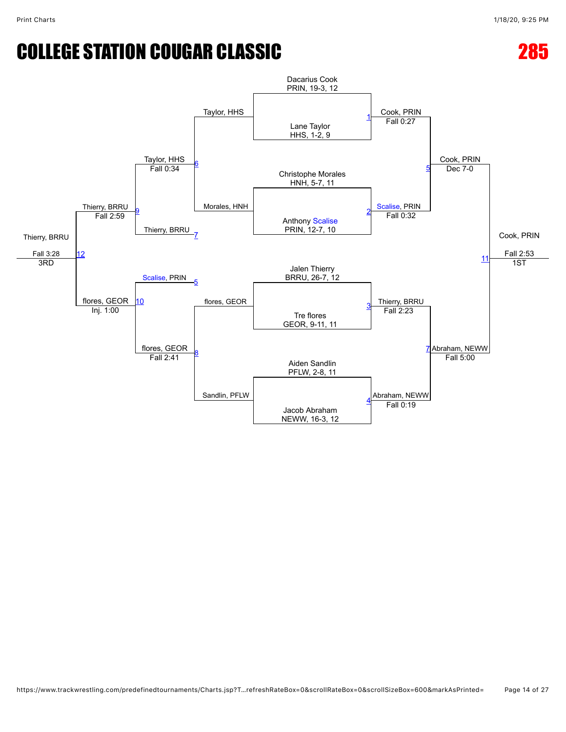# COLLEGE STATION COUGAR CLASSIC

# 285

## Championship Bracket

| Match | Wrestler 1 | Wrestler 2 | Winner | Result |
|---|---|---|---|---|
| 1 | Dacarius Cook, PRIN, 19-3, 12 | Lane Taylor, HHS, 1-2, 9 | Cook, PRIN | Fall 0:27 |
| 2 | Christophe Morales, HNH, 5-7, 11 | Anthony Scalise, PRIN, 12-7, 10 | Scalise, PRIN | Fall 0:32 |
| 3 | Jalen Thierry, BRRU, 26-7, 12 | Tre flores, GEOR, 9-11, 11 | Thierry, BRRU | Fall 2:23 |
| 4 | Aiden Sandlin, PFLW, 2-8, 11 | Jacob Abraham, NEWW, 16-3, 12 | Abraham, NEWW | Fall 0:19 |
| 5 | Cook, PRIN | Scalise, PRIN | Cook, PRIN | Dec 7-0 |
| 7 | Thierry, BRRU | Abraham, NEWW | Abraham, NEWW | Fall 5:00 |
| 11 | Cook, PRIN | Abraham, NEWW | Cook, PRIN (1ST) | Fall 2:53 |

## Consolation Bracket

| Match | Wrestler 1 | Wrestler 2 | Winner | Result |
|---|---|---|---|---|
| 6 | Taylor, HHS | Morales, HNH | Taylor, HHS | Fall 0:34 |
| 8 | flores, GEOR | Sandlin, PFLW | flores, GEOR | Fall 2:41 |
| 9 | Taylor, HHS | Thierry, BRRU | Thierry, BRRU | Fall 2:59 |
| 10 | Scalise, PRIN | flores, GEOR | flores, GEOR | Inj. 1:00 |
| 12 | Thierry, BRRU | flores, GEOR | Thierry, BRRU (3RD) | Fall 3:28 |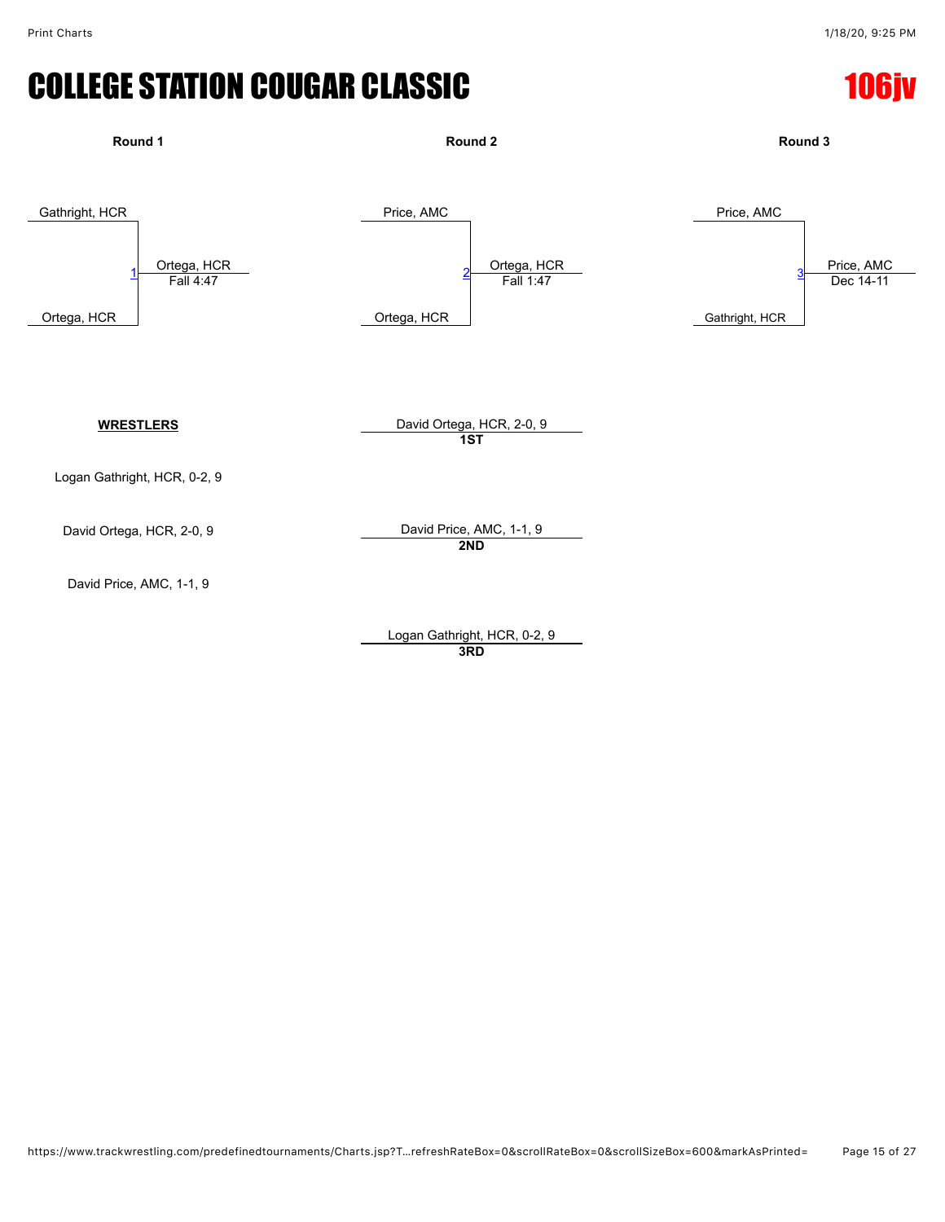# COLLEGE STATION COUGAR CLASSIC

## 106jv

| Round | Match | Wrestler 1 | Wrestler 2 | Winner | Result |
|---|---|---|---|---|---|
| Round 1 | 1 | Gathright, HCR | Ortega, HCR | Ortega, HCR | Fall 4:47 |
| Round 2 | 2 | Price, AMC | Ortega, HCR | Ortega, HCR | Fall 1:47 |
| Round 3 | 3 | Price, AMC | Gathright, HCR | Price, AMC | Dec 14-11 |

**WRESTLERS**

Logan Gathright, HCR, 0-2, 9

David Ortega, HCR, 2-0, 9

David Price, AMC, 1-1, 9

David Ortega, HCR, 2-0, 9
**1ST**

David Price, AMC, 1-1, 9
**2ND**

Logan Gathright, HCR, 0-2, 9
**3RD**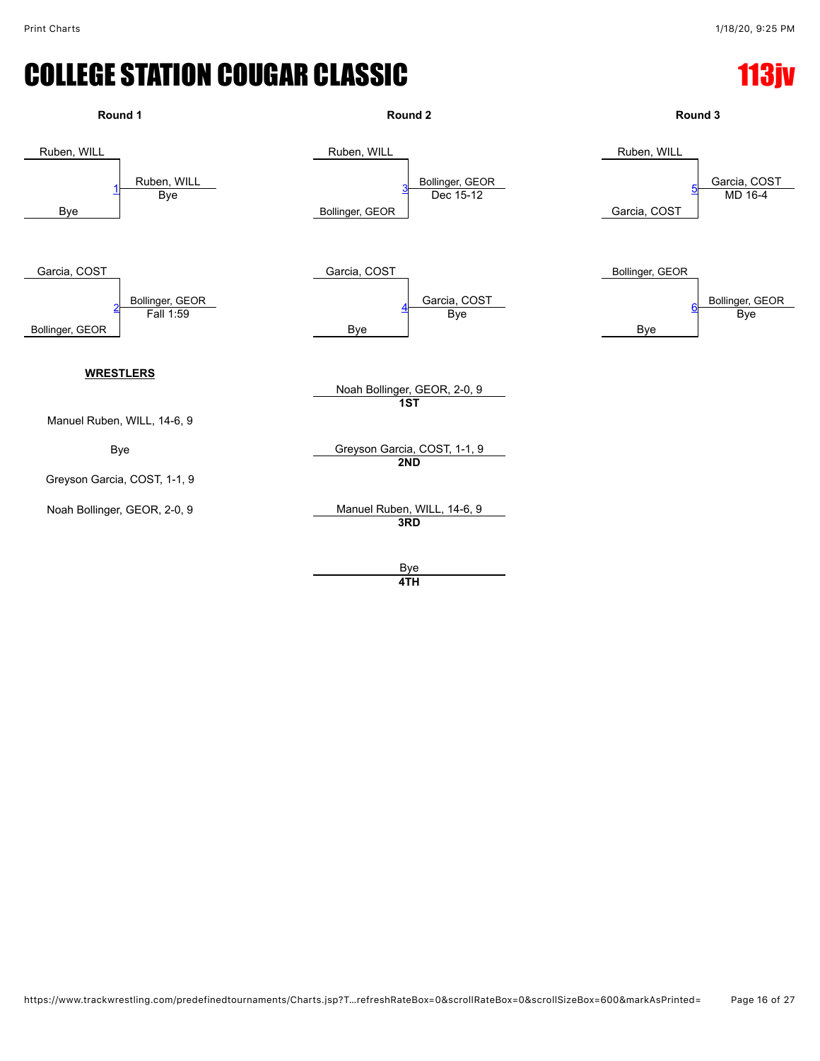# COLLEGE STATION COUGAR CLASSIC

## 113jv

### Round 1

| Match | Wrestler 1 | Wrestler 2 | Winner | Result |
|---|---|---|---|---|
| 1 | Ruben, WILL | Bye | Ruben, WILL | Bye |
| 2 | Garcia, COST | Bollinger, GEOR | Bollinger, GEOR | Fall 1:59 |

### Round 2

| Match | Wrestler 1 | Wrestler 2 | Winner | Result |
|---|---|---|---|---|
| 3 | Ruben, WILL | Bollinger, GEOR | Bollinger, GEOR | Dec 15-12 |
| 4 | Garcia, COST | Bye | Garcia, COST | Bye |

### Round 3

| Match | Wrestler 1 | Wrestler 2 | Winner | Result |
|---|---|---|---|---|
| 5 | Ruben, WILL | Garcia, COST | Garcia, COST | MD 16-4 |
| 6 | Bollinger, GEOR | Bye | Bollinger, GEOR | Bye |

**WRESTLERS**

Manuel Ruben, WILL, 14-6, 9

Bye

Greyson Garcia, COST, 1-1, 9

Noah Bollinger, GEOR, 2-0, 9

**Placements**

- **1ST**: Noah Bollinger, GEOR, 2-0, 9
- **2ND**: Greyson Garcia, COST, 1-1, 9
- **3RD**: Manuel Ruben, WILL, 14-6, 9
- **4TH**: Bye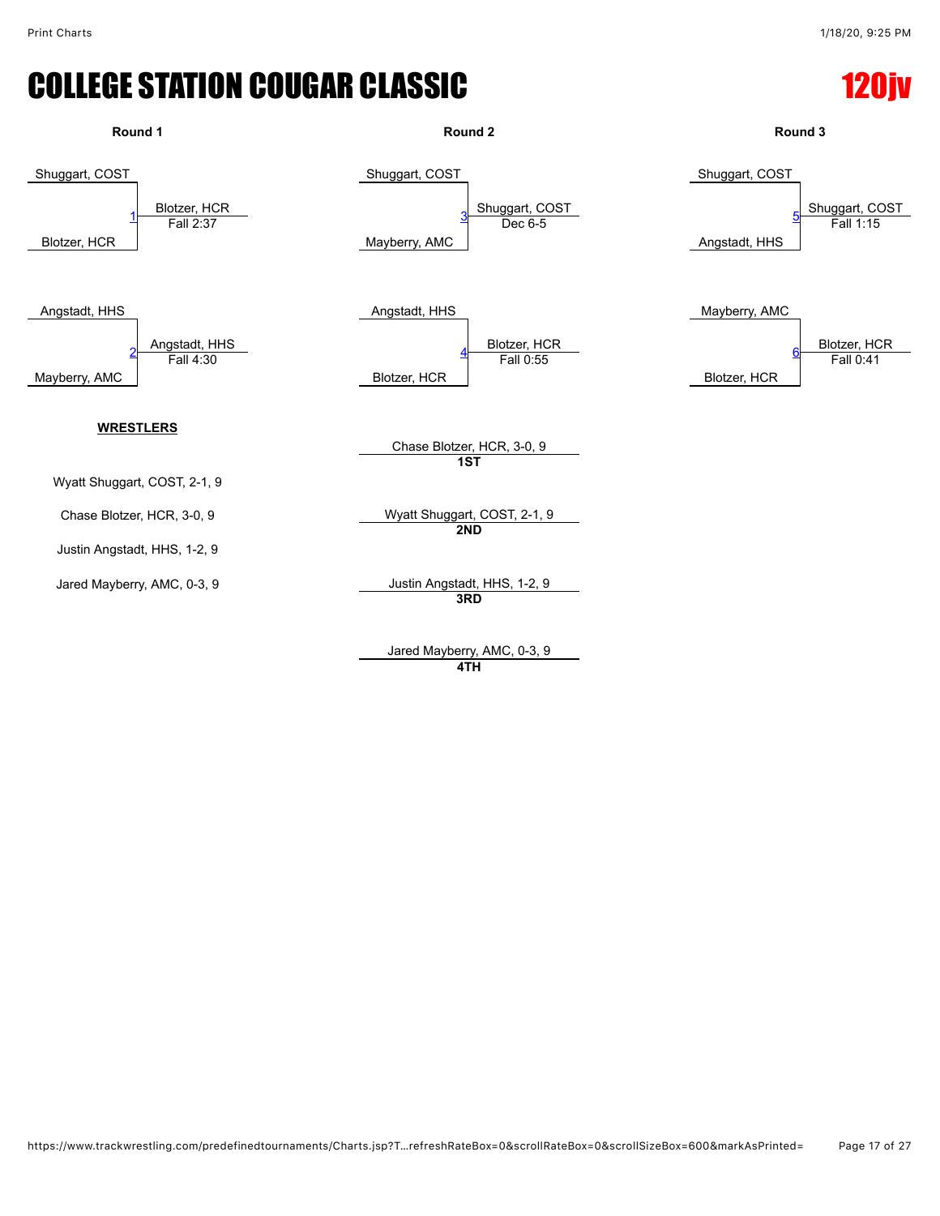# COLLEGE STATION COUGAR CLASSIC

## 120jv

### Round 1

| Match | Wrestler 1 | Wrestler 2 | Winner | Result |
|---|---|---|---|---|
| 1 | Shuggart, COST | Blotzer, HCR | Blotzer, HCR | Fall 2:37 |
| 2 | Angstadt, HHS | Mayberry, AMC | Angstadt, HHS | Fall 4:30 |

### Round 2

| Match | Wrestler 1 | Wrestler 2 | Winner | Result |
|---|---|---|---|---|
| 3 | Shuggart, COST | Mayberry, AMC | Shuggart, COST | Dec 6-5 |
| 4 | Angstadt, HHS | Blotzer, HCR | Blotzer, HCR | Fall 0:55 |

### Round 3

| Match | Wrestler 1 | Wrestler 2 | Winner | Result |
|---|---|---|---|---|
| 5 | Shuggart, COST | Angstadt, HHS | Shuggart, COST | Fall 1:15 |
| 6 | Mayberry, AMC | Blotzer, HCR | Blotzer, HCR | Fall 0:41 |

**WRESTLERS**

- Wyatt Shuggart, COST, 2-1, 9
- Chase Blotzer, HCR, 3-0, 9
- Justin Angstadt, HHS, 1-2, 9
- Jared Mayberry, AMC, 0-3, 9

**Placements**

- **1ST**: Chase Blotzer, HCR, 3-0, 9
- **2ND**: Wyatt Shuggart, COST, 2-1, 9
- **3RD**: Justin Angstadt, HHS, 1-2, 9
- **4TH**: Jared Mayberry, AMC, 0-3, 9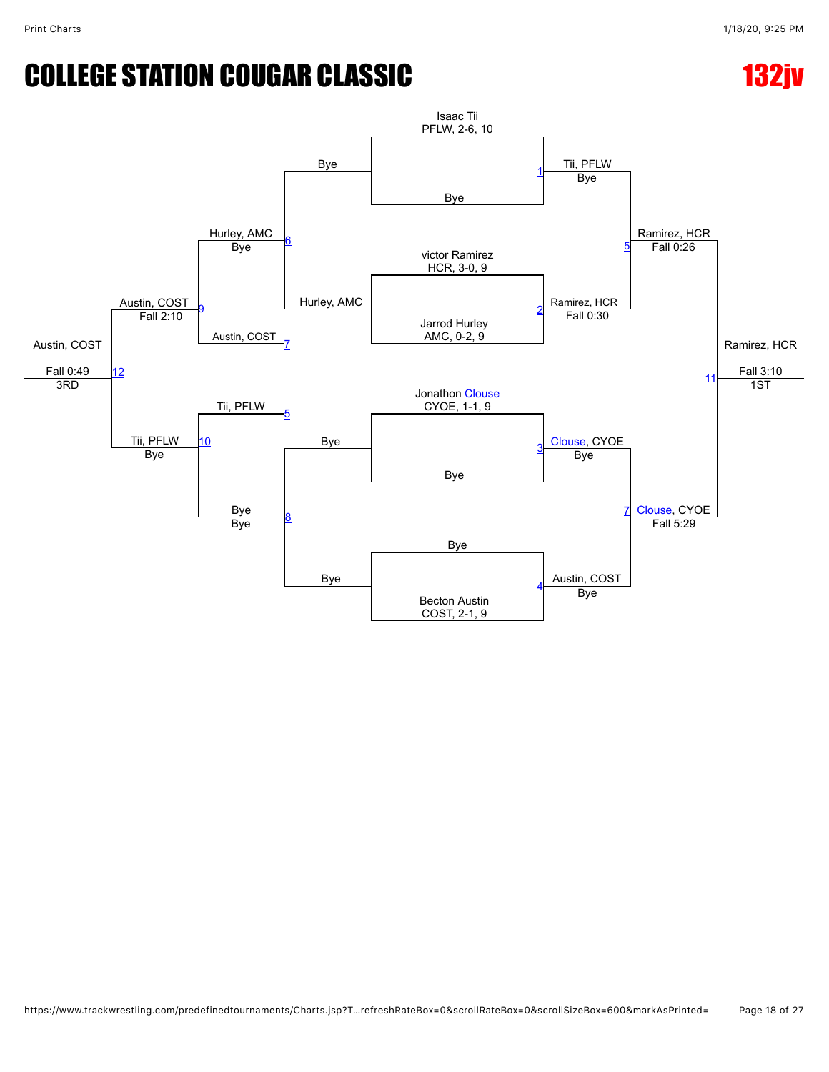# COLLEGE STATION COUGAR CLASSIC

## 132jv

### Championship Bracket

| Match | Wrestler 1 | Wrestler 2 | Winner | Result |
|---|---|---|---|---|
| 1 | Isaac Tii, PFLW, 2-6, 10 | Bye | Tii, PFLW | Bye |
| 2 | victor Ramirez, HCR, 3-0, 9 | Jarrod Hurley, AMC, 0-2, 9 | Ramirez, HCR | Fall 0:30 |
| 3 | Jonathon Clouse, CYOE, 1-1, 9 | Bye | Clouse, CYOE | Bye |
| 4 | Bye | Becton Austin, COST, 2-1, 9 | Austin, COST | Bye |
| 5 | Tii, PFLW | Ramirez, HCR | Ramirez, HCR | Fall 0:26 |
| 7 | Clouse, CYOE | Austin, COST | Clouse, CYOE | Fall 5:29 |
| 11 | Ramirez, HCR | Clouse, CYOE | Ramirez, HCR | Fall 3:10 — 1ST |

### Consolation Bracket

| Match | Wrestler 1 | Wrestler 2 | Winner | Result |
|---|---|---|---|---|
| 6 | Bye | Hurley, AMC | Hurley, AMC | Bye |
| 8 | Bye | Bye | Bye | Bye |
| 9 | Hurley, AMC | Austin, COST | Austin, COST | Fall 2:10 |
| 10 | Tii, PFLW | Bye | Tii, PFLW | Bye |
| 12 | Austin, COST | Tii, PFLW | Austin, COST | Fall 0:49 — 3RD |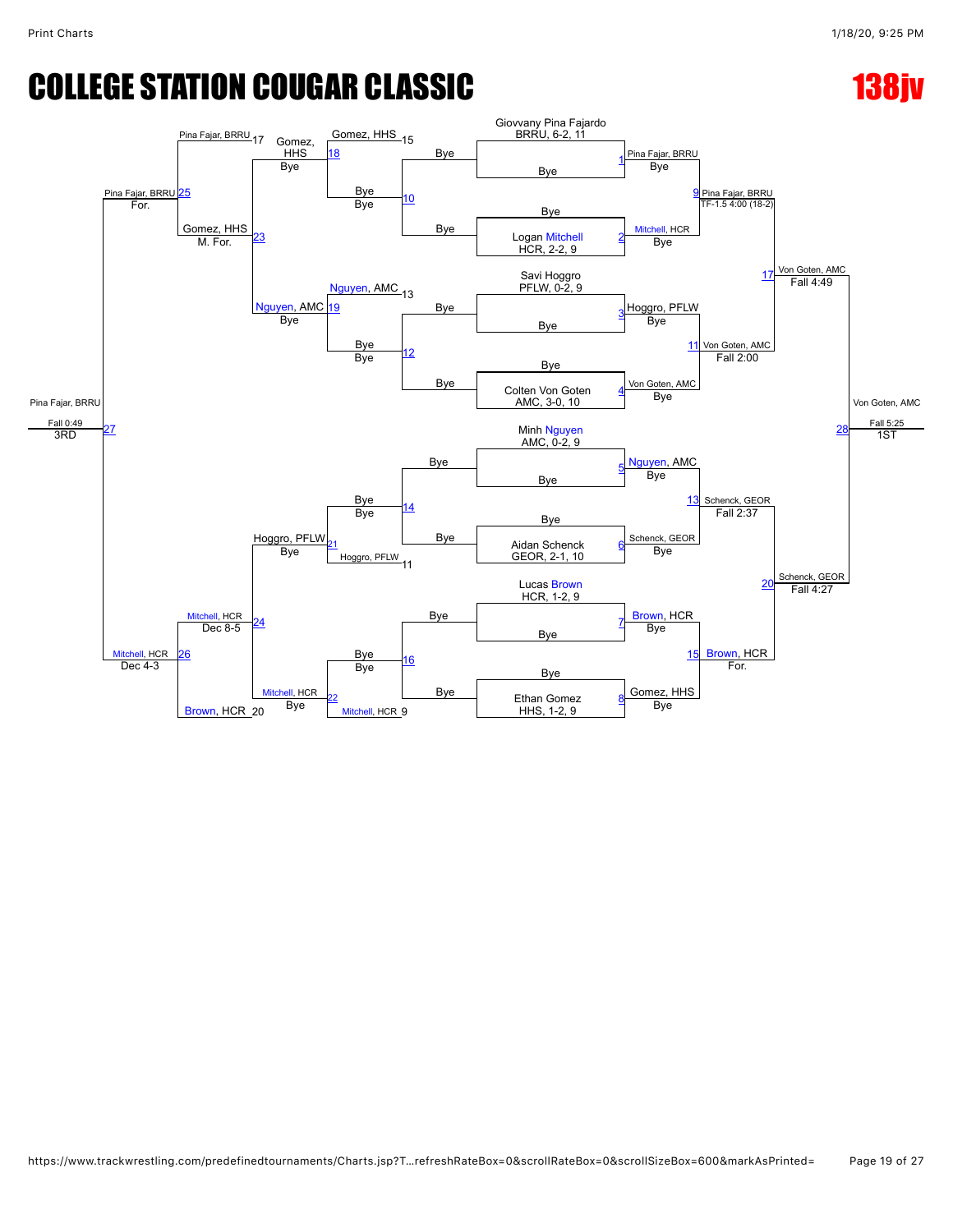# COLLEGE STATION COUGAR CLASSIC

# 138jv

## Championship Bracket

| Match | Wrestler 1 | Wrestler 2 | Winner | Result |
|---|---|---|---|---|
| 1 | Giovvany Pina Fajardo, BRRU, 6-2, 11 | Bye | Pina Fajar, BRRU | Bye |
| 2 | Bye | Logan Mitchell, HCR, 2-2, 9 | Mitchell, HCR | Bye |
| 3 | Savi Hoggro, PFLW, 0-2, 9 | Bye | Hoggro, PFLW | Bye |
| 4 | Bye | Colten Von Goten, AMC, 3-0, 10 | Von Goten, AMC | Bye |
| 5 | Minh Nguyen, AMC, 0-2, 9 | Bye | Nguyen, AMC | Bye |
| 6 | Bye | Aidan Schenck, GEOR, 2-1, 10 | Schenck, GEOR | Bye |
| 7 | Lucas Brown, HCR, 1-2, 9 | Bye | Brown, HCR | Bye |
| 8 | Bye | Ethan Gomez, HHS, 1-2, 9 | Gomez, HHS | Bye |
| 9 | Pina Fajar, BRRU | Mitchell, HCR | Pina Fajar, BRRU | TF-1.5 4:00 (18-2) |
| 11 | Hoggro, PFLW | Von Goten, AMC | Von Goten, AMC | Fall 2:00 |
| 13 | Nguyen, AMC | Schenck, GEOR | Schenck, GEOR | Fall 2:37 |
| 15 | Brown, HCR | Gomez, HHS | Brown, HCR | For. |
| 17 | Pina Fajar, BRRU | Von Goten, AMC | Von Goten, AMC | Fall 4:49 |
| 20 | Schenck, GEOR | Brown, HCR | Schenck, GEOR | Fall 4:27 |
| 28 | Von Goten, AMC | Schenck, GEOR | Von Goten, AMC (1ST) | Fall 5:25 |

## Consolation Bracket

| Match | Wrestler 1 | Wrestler 2 | Winner | Result |
|---|---|---|---|---|
| 10 | Bye | Bye | Bye | Bye |
| 12 | Bye | Bye | Bye | Bye |
| 14 | Bye | Bye | Bye | Bye |
| 16 | Bye | Bye | Bye | Bye |
| 18 | Gomez, HHS (15) | Bye | Gomez, HHS | Bye |
| 19 | Nguyen, AMC (13) | Bye | Nguyen, AMC | Bye |
| 21 | Hoggro, PFLW (11) | Bye | Hoggro, PFLW | Bye |
| 22 | Mitchell, HCR (9) | Bye | Mitchell, HCR | Bye |
| 23 | Gomez, HHS | Nguyen, AMC | Gomez, HHS | M. For. |
| 24 | Hoggro, PFLW | Mitchell, HCR | Mitchell, HCR | Dec 8-5 |
| 25 | Pina Fajar, BRRU (17) | Gomez, HHS | Pina Fajar, BRRU | For. |
| 26 | Mitchell, HCR | Brown, HCR (20) | Mitchell, HCR | Dec 4-3 |
| 27 | Pina Fajar, BRRU | Mitchell, HCR | Pina Fajar, BRRU (3RD) | Fall 0:49 |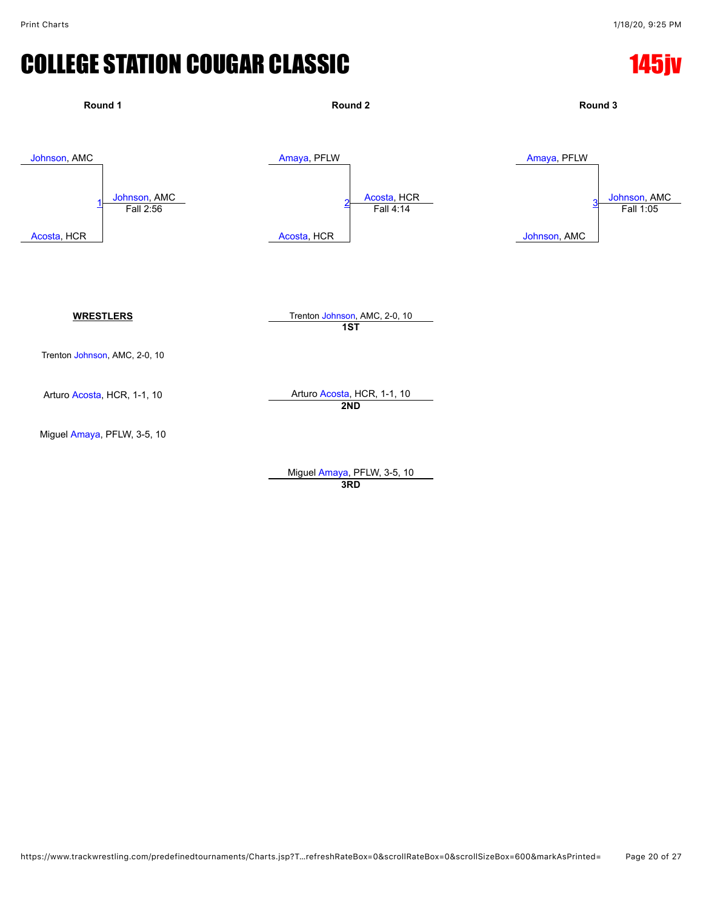# COLLEGE STATION COUGAR CLASSIC

## 145jv

### Round 1

Johnson, AMC
Acosta, HCR

1 Johnson, AMC
Fall 2:56

### Round 2

Amaya, PFLW
Acosta, HCR

2 Acosta, HCR
Fall 4:14

### Round 3

Amaya, PFLW
Johnson, AMC

3 Johnson, AMC
Fall 1:05

**WRESTLERS**

Trenton Johnson, AMC, 2-0, 10

Arturo Acosta, HCR, 1-1, 10

Miguel Amaya, PFLW, 3-5, 10

Trenton Johnson, AMC, 2-0, 10
**1ST**

Arturo Acosta, HCR, 1-1, 10
**2ND**

Miguel Amaya, PFLW, 3-5, 10
**3RD**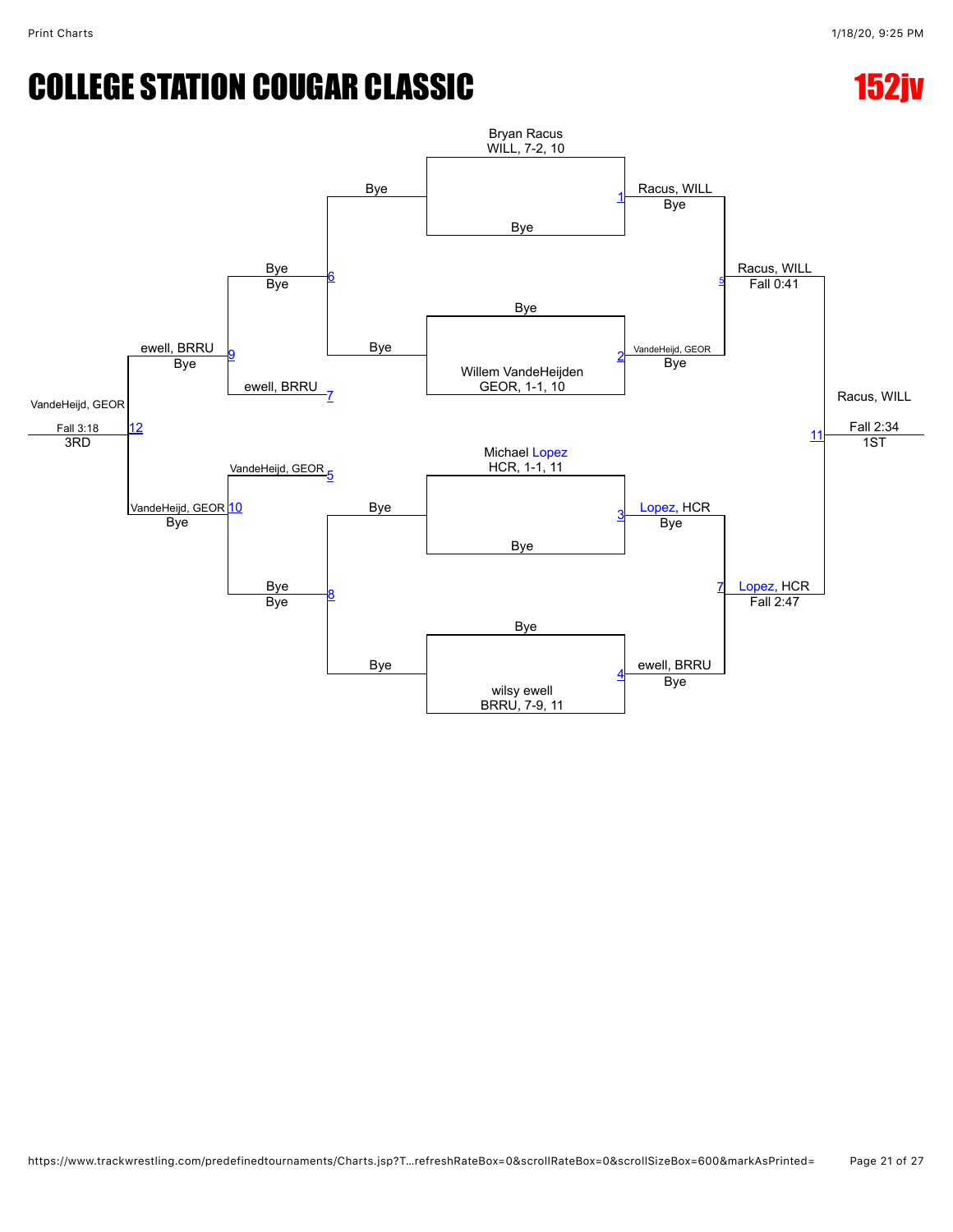# COLLEGE STATION COUGAR CLASSIC

# 152jv

**Championship Bracket**

| Match | Wrestler 1 | Wrestler 2 | Winner | Result |
|---|---|---|---|---|
| 1 | Bryan Racus, WILL, 7-2, 10 | Bye | Racus, WILL | Bye |
| 2 | Bye | Willem VandeHeijden, GEOR, 1-1, 10 | VandeHeijd, GEOR | Bye |
| 3 | Michael Lopez, HCR, 1-1, 11 | Bye | Lopez, HCR | Bye |
| 4 | Bye | wilsy ewell, BRRU, 7-9, 11 | ewell, BRRU | Bye |
| 5 | Racus, WILL | VandeHeijd, GEOR | Racus, WILL | Fall 0:41 |
| 7 | Lopez, HCR | ewell, BRRU | Lopez, HCR | Fall 2:47 |
| 11 | Racus, WILL | Lopez, HCR | Racus, WILL (1ST) | Fall 2:34 |

**Consolation Bracket**

| Match | Wrestler 1 | Wrestler 2 | Winner | Result |
|---|---|---|---|---|
| 6 | Bye | Bye | Bye | Bye |
| 8 | Bye | Bye | Bye | Bye |
| 9 | Bye | ewell, BRRU | ewell, BRRU | Bye |
| 10 | VandeHeijd, GEOR | Bye | VandeHeijd, GEOR | Bye |
| 12 | ewell, BRRU | VandeHeijd, GEOR | VandeHeijd, GEOR (3RD) | Fall 3:18 |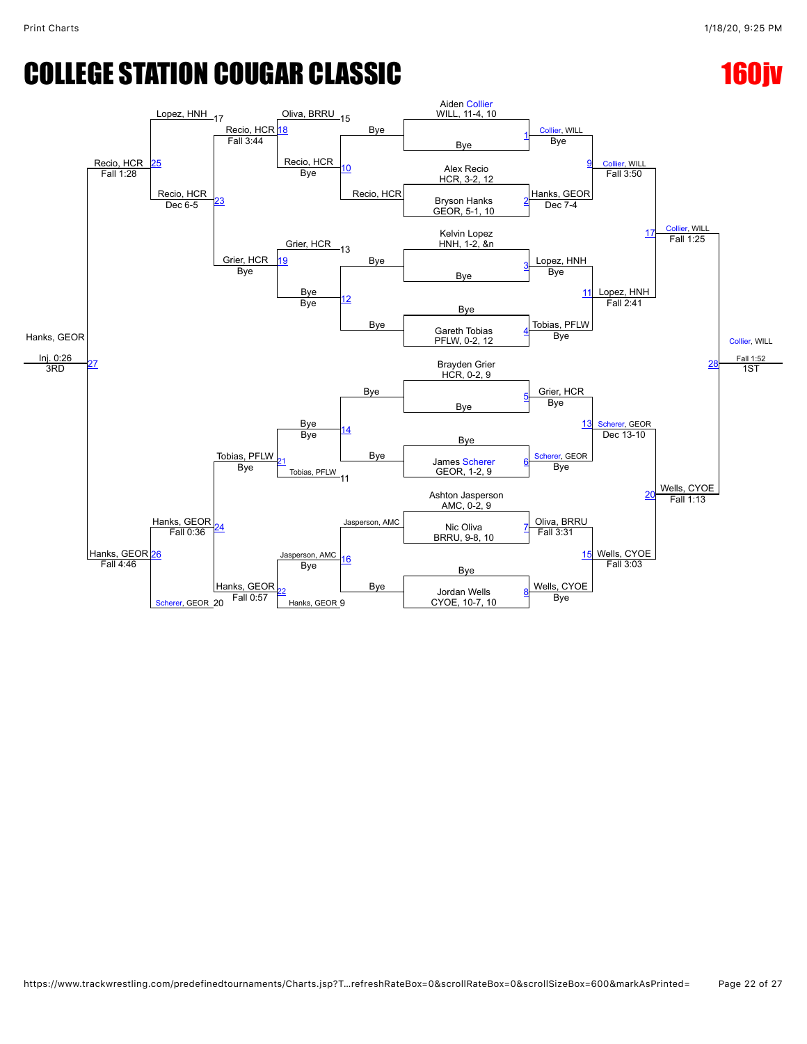# COLLEGE STATION COUGAR CLASSIC

# 160jv

## Championship Bracket

**Entrants:**
- Aiden Collier, WILL, 11-4, 10
- Alex Recio, HCR, 3-2, 12
- Bryson Hanks, GEOR, 5-1, 10
- Kelvin Lopez, HNH, 1-2, &n
- Gareth Tobias, PFLW, 0-2, 12
- Brayden Grier, HCR, 0-2, 9
- James Scherer, GEOR, 1-2, 9
- Ashton Jasperson, AMC, 0-2, 9
- Nic Oliva, BRRU, 9-8, 10
- Jordan Wells, CYOE, 10-7, 10

| Match | Winner | Result |
|---|---|---|
| 1 | Collier, WILL | Bye |
| 2 | Hanks, GEOR | Dec 7-4 |
| 3 | Lopez, HNH | Bye |
| 4 | Tobias, PFLW | Bye |
| 5 | Grier, HCR | Bye |
| 6 | Scherer, GEOR | Bye |
| 7 | Oliva, BRRU | Fall 3:31 |
| 8 | Wells, CYOE | Bye |
| 9 | Collier, WILL | Fall 3:50 |
| 11 | Lopez, HNH | Fall 2:41 |
| 13 | Scherer, GEOR | Dec 13-10 |
| 15 | Wells, CYOE | Fall 3:03 |
| 17 | Collier, WILL | Fall 1:25 |
| 20 | Wells, CYOE | Fall 1:13 |
| 28 | Collier, WILL | Fall 1:52 — 1ST |

## Consolation Bracket

| Match | Competitors | Winner | Result |
|---|---|---|---|
| 10 | Bye vs. Recio, HCR | Recio, HCR | Bye |
| 12 | Bye vs. Bye | Bye | Bye |
| 14 | Bye vs. Bye | Bye | Bye |
| 16 | Jasperson, AMC vs. Bye | Jasperson, AMC | Bye |
| 18 | Oliva, BRRU (15) vs. Recio, HCR | Recio, HCR | Fall 3:44 |
| 19 | Grier, HCR (13) vs. Bye | Grier, HCR | Bye |
| 21 | Bye vs. Tobias, PFLW (11) | Tobias, PFLW | Bye |
| 22 | Jasperson, AMC vs. Hanks, GEOR (9) | Hanks, GEOR | Fall 0:57 |
| 23 | Recio, HCR vs. Grier, HCR | Recio, HCR | Dec 6-5 |
| 24 | Tobias, PFLW vs. Hanks, GEOR | Hanks, GEOR | Fall 0:36 |
| 25 | Lopez, HNH (17) vs. Recio, HCR | Recio, HCR | Fall 1:28 |
| 26 | Hanks, GEOR vs. Scherer, GEOR (20) | Hanks, GEOR | Fall 4:46 |
| 27 | Recio, HCR vs. Hanks, GEOR | Hanks, GEOR | Inj. 0:26 — 3RD |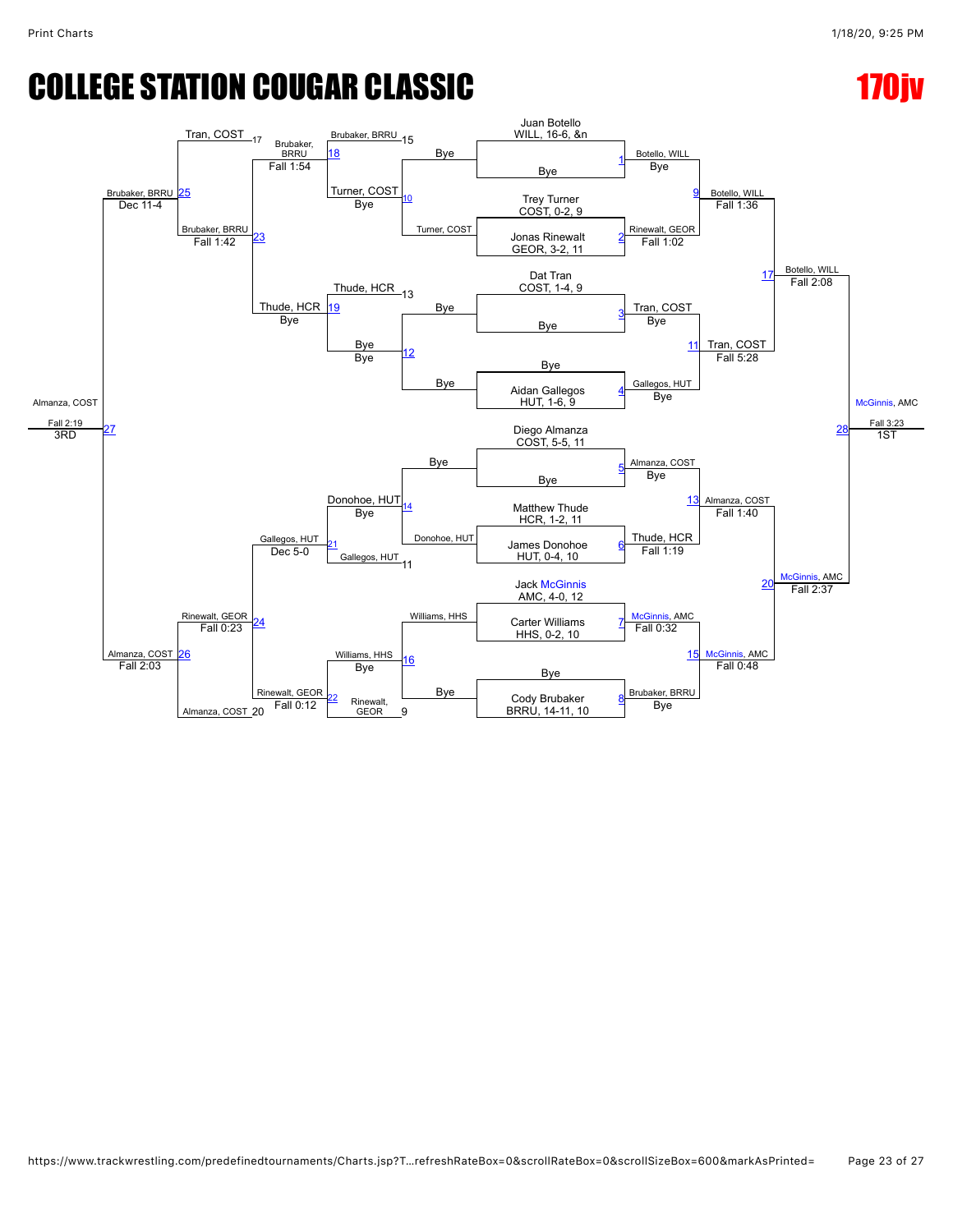# COLLEGE STATION COUGAR CLASSIC

# 170jv

## Championship Bracket

| Bout | Wrestler 1 | Wrestler 2 | Winner | Result |
|---|---|---|---|---|
| 1 | Juan Botello, WILL, 16-6, &n | Bye | Botello, WILL | Bye |
| 2 | Trey Turner, COST, 0-2, 9 | Jonas Rinewalt, GEOR, 3-2, 11 | Rinewalt, GEOR | Fall 1:02 |
| 3 | Dat Tran, COST, 1-4, 9 | Bye | Tran, COST | Bye |
| 4 | Bye | Aidan Gallegos, HUT, 1-6, 9 | Gallegos, HUT | Bye |
| 5 | Diego Almanza, COST, 5-5, 11 | Bye | Almanza, COST | Bye |
| 6 | Matthew Thude, HCR, 1-2, 11 | James Donohoe, HUT, 0-4, 10 | Thude, HCR | Fall 1:19 |
| 7 | Jack McGinnis, AMC, 4-0, 12 | Carter Williams, HHS, 0-2, 10 | McGinnis, AMC | Fall 0:32 |
| 8 | Bye | Cody Brubaker, BRRU, 14-11, 10 | Brubaker, BRRU | Bye |
| 9 | Botello, WILL | Rinewalt, GEOR | Botello, WILL | Fall 1:36 |
| 11 | Tran, COST | Gallegos, HUT | Tran, COST | Fall 5:28 |
| 13 | Almanza, COST | Thude, HCR | Almanza, COST | Fall 1:40 |
| 15 | McGinnis, AMC | Brubaker, BRRU | McGinnis, AMC | Fall 0:48 |
| 17 | Botello, WILL | Tran, COST | Botello, WILL | Fall 2:08 |
| 20 | Almanza, COST | McGinnis, AMC | McGinnis, AMC | Fall 2:37 |
| 28 | Botello, WILL | McGinnis, AMC | McGinnis, AMC (1ST) | Fall 3:23 |

## Consolation Bracket

| Bout | Wrestler 1 | Wrestler 2 | Winner | Result |
|---|---|---|---|---|
| 10 | Bye | Turner, COST | Turner, COST | Bye |
| 12 | Bye | Bye | Bye | Bye |
| 14 | Bye | Donohoe, HUT | Donohoe, HUT | Bye |
| 16 | Williams, HHS | Bye | Williams, HHS | Bye |
| 18 | Brubaker, BRRU (15) | Turner, COST | Brubaker, BRRU | Fall 1:54 |
| 19 | Thude, HCR (13) | Bye | Thude, HCR | Bye |
| 21 | Donohoe, HUT | Gallegos, HUT (11) | Gallegos, HUT | Dec 5-0 |
| 22 | Williams, HHS | Rinewalt, GEOR (9) | Rinewalt, GEOR | Fall 0:12 |
| 23 | Brubaker, BRRU | Thude, HCR | Brubaker, BRRU | Fall 1:42 |
| 24 | Gallegos, HUT | Rinewalt, GEOR | Rinewalt, GEOR | Fall 0:23 |
| 25 | Tran, COST (17) | Brubaker, BRRU | Brubaker, BRRU | Dec 11-4 |
| 26 | Rinewalt, GEOR | Almanza, COST (20) | Almanza, COST | Fall 2:03 |
| 27 | Brubaker, BRRU | Almanza, COST | Almanza, COST (3RD) | Fall 2:19 |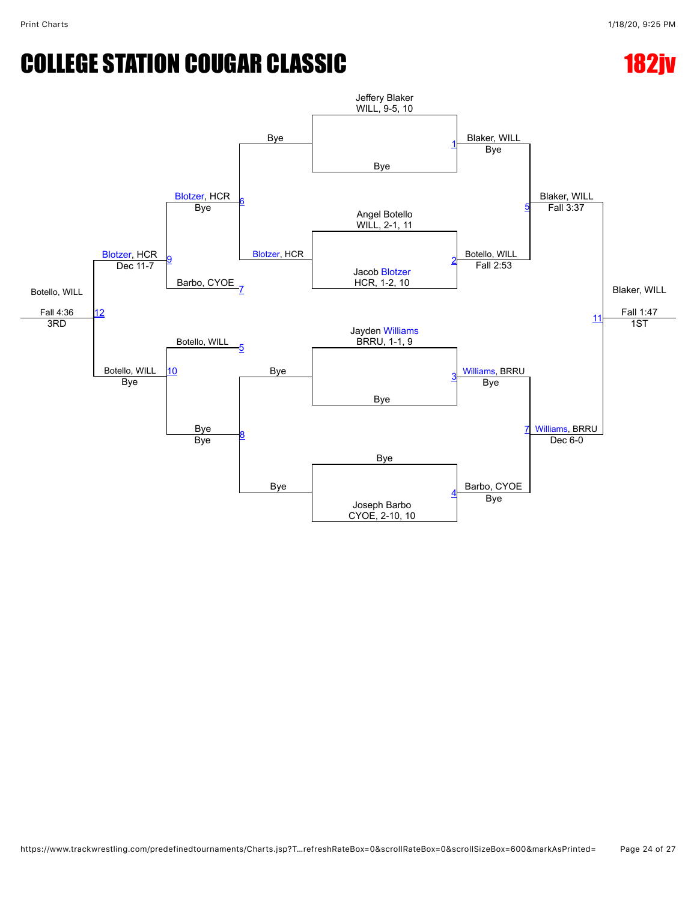# COLLEGE STATION COUGAR CLASSIC

## 182jv

### Championship Bracket

| Match | Wrestler 1 | Wrestler 2 | Winner | Result |
|---|---|---|---|---|
| 1 | Jeffery Blaker, WILL, 9-5, 10 | Bye | Blaker, WILL | Bye |
| 2 | Angel Botello, WILL, 2-1, 11 | Jacob Blotzer, HCR, 1-2, 10 | Botello, WILL | Fall 2:53 |
| 3 | Jayden Williams, BRRU, 1-1, 9 | Bye | Williams, BRRU | Bye |
| 4 | Bye | Joseph Barbo, CYOE, 2-10, 10 | Barbo, CYOE | Bye |
| 5 | Blaker, WILL | Botello, WILL | Blaker, WILL | Fall 3:37 |
| 7 | Williams, BRRU | Barbo, CYOE | Williams, BRRU | Dec 6-0 |
| 11 | Blaker, WILL | Williams, BRRU | Blaker, WILL (1ST) | Fall 1:47 |

### Consolation Bracket

| Match | Wrestler 1 | Wrestler 2 | Winner | Result |
|---|---|---|---|---|
| 6 | Bye | Blotzer, HCR | Blotzer, HCR | Bye |
| 8 | Bye | Bye | Bye | Bye |
| 9 | Blotzer, HCR | Barbo, CYOE | Blotzer, HCR | Dec 11-7 |
| 10 | Botello, WILL | Bye | Botello, WILL | Bye |
| 12 | Blotzer, HCR | Botello, WILL | Botello, WILL (3RD) | Fall 4:36 |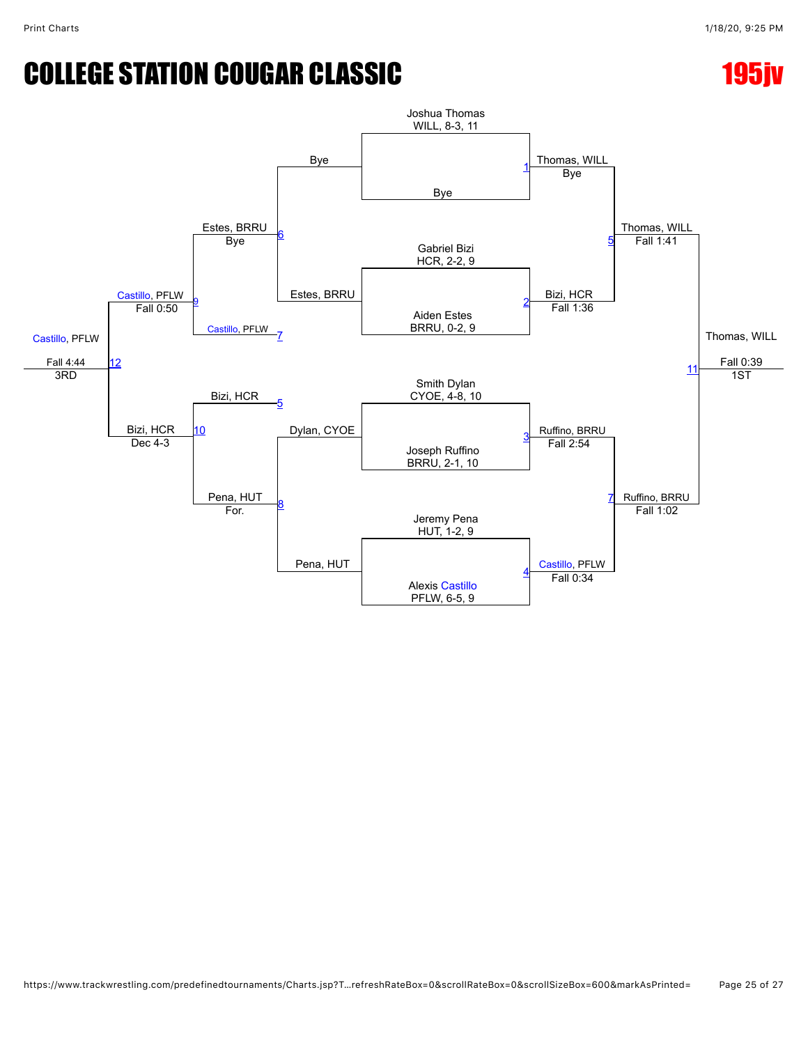# COLLEGE STATION COUGAR CLASSIC

## 195jv

### Championship Bracket

**First Round**

| Match | Wrestler 1 | Wrestler 2 | Winner | Result |
|---|---|---|---|---|
| 1 | Joshua Thomas, WILL, 8-3, 11 | Bye | Thomas, WILL | Bye |
| 2 | Gabriel Bizi, HCR, 2-2, 9 | Aiden Estes, BRRU, 0-2, 9 | Bizi, HCR | Fall 1:36 |
| 3 | Smith Dylan, CYOE, 4-8, 10 | Joseph Ruffino, BRRU, 2-1, 10 | Ruffino, BRRU | Fall 2:54 |
| 4 | Jeremy Pena, HUT, 1-2, 9 | Alexis Castillo, PFLW, 6-5, 9 | Castillo, PFLW | Fall 0:34 |

**Semifinals**

| Match | Wrestler 1 | Wrestler 2 | Winner | Result |
|---|---|---|---|---|
| 5 | Thomas, WILL | Bizi, HCR | Thomas, WILL | Fall 1:41 |
| 7 | Ruffino, BRRU | Castillo, PFLW | Ruffino, BRRU | Fall 1:02 |

**Final**

| Match | Wrestler 1 | Wrestler 2 | Winner | Result |
|---|---|---|---|---|
| 11 | Thomas, WILL | Ruffino, BRRU | Thomas, WILL | Fall 0:39 |

1ST: Thomas, WILL

### Consolation Bracket

| Match | Wrestler 1 | Wrestler 2 | Winner | Result |
|---|---|---|---|---|
| 6 | Bye | Estes, BRRU | Estes, BRRU | Bye |
| 8 | Dylan, CYOE | Pena, HUT | Pena, HUT | For. |
| 9 | Estes, BRRU | Castillo, PFLW (7) | Castillo, PFLW | Fall 0:50 |
| 10 | Bizi, HCR (5) | Pena, HUT | Bizi, HCR | Dec 4-3 |
| 12 | Castillo, PFLW | Bizi, HCR | Castillo, PFLW | Fall 4:44 |

3RD: Castillo, PFLW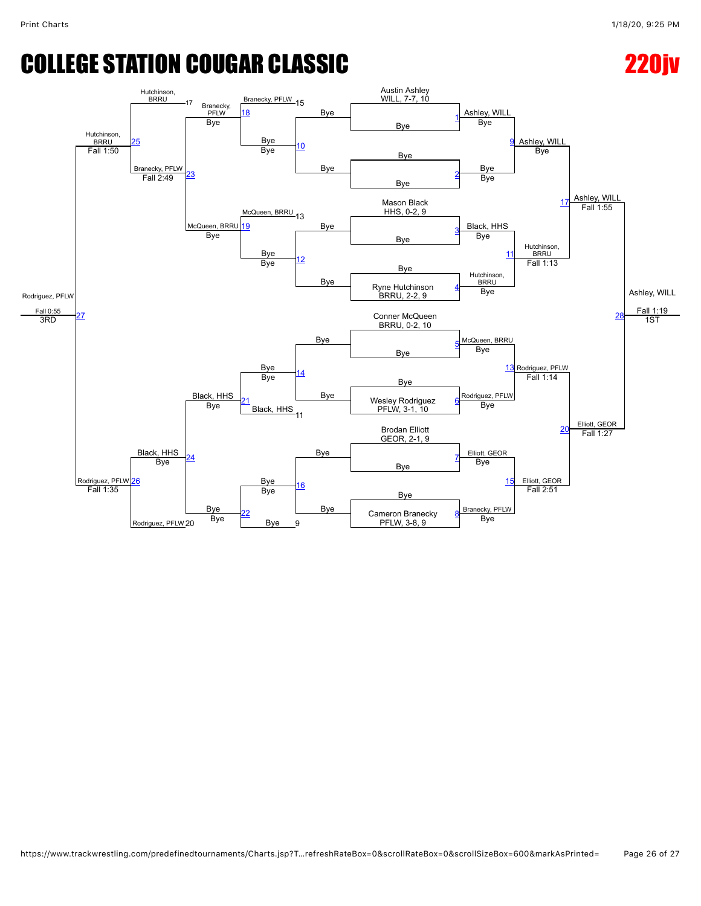# COLLEGE STATION COUGAR CLASSIC

## 220jv

### Championship Bracket

| Match | Wrestler 1 | Wrestler 2 | Winner | Result |
|---|---|---|---|---|
| 1 | Austin Ashley WILL, 7-7, 10 | Bye | Ashley, WILL | Bye |
| 2 | Bye | Bye | Bye | Bye |
| 3 | Mason Black HHS, 0-2, 9 | Bye | Black, HHS | Bye |
| 4 | Bye | Ryne Hutchinson BRRU, 2-2, 9 | Hutchinson, BRRU | Bye |
| 5 | Conner McQueen BRRU, 0-2, 10 | Bye | McQueen, BRRU | Bye |
| 6 | Bye | Wesley Rodriguez PFLW, 3-1, 10 | Rodriguez, PFLW | Bye |
| 7 | Brodan Elliott GEOR, 2-1, 9 | Bye | Elliott, GEOR | Bye |
| 8 | Bye | Cameron Branecky PFLW, 3-8, 9 | Branecky, PFLW | Bye |
| 9 | Ashley, WILL | Bye | Ashley, WILL | Bye |
| 11 | Black, HHS | Hutchinson, BRRU | Hutchinson, BRRU | Fall 1:13 |
| 13 | McQueen, BRRU | Rodriguez, PFLW | Rodriguez, PFLW | Fall 1:14 |
| 15 | Elliott, GEOR | Branecky, PFLW | Elliott, GEOR | Fall 2:51 |
| 17 | Ashley, WILL | Hutchinson, BRRU | Ashley, WILL | Fall 1:55 |
| 20 | Rodriguez, PFLW | Elliott, GEOR | Elliott, GEOR | Fall 1:27 |
| 28 | Ashley, WILL | Elliott, GEOR | Ashley, WILL (1ST) | Fall 1:19 |

### Consolation Bracket

| Match | Wrestler 1 | Wrestler 2 | Winner | Result |
|---|---|---|---|---|
| 10 | Bye | Bye | Bye | Bye |
| 12 | Bye | Bye | Bye | Bye |
| 14 | Bye | Bye | Bye | Bye |
| 16 | Bye | Bye | Bye | Bye |
| 18 | Branecky, PFLW (15) | Bye | Branecky, PFLW | Bye |
| 19 | McQueen, BRRU (13) | Bye | McQueen, BRRU | Bye |
| 21 | Bye | Black, HHS (11) | Black, HHS | Bye |
| 22 | Bye | Bye (9) | Bye | Bye |
| 23 | Branecky, PFLW | McQueen, BRRU | Branecky, PFLW | Fall 2:49 |
| 24 | Black, HHS | Bye | Black, HHS | Bye |
| 25 | Hutchinson, BRRU (17) | Branecky, PFLW | Hutchinson, BRRU | Fall 1:50 |
| 26 | Black, HHS | Rodriguez, PFLW (20) | Rodriguez, PFLW | Fall 1:35 |
| 27 | Hutchinson, BRRU | Rodriguez, PFLW | Rodriguez, PFLW (3RD) | Fall 0:55 |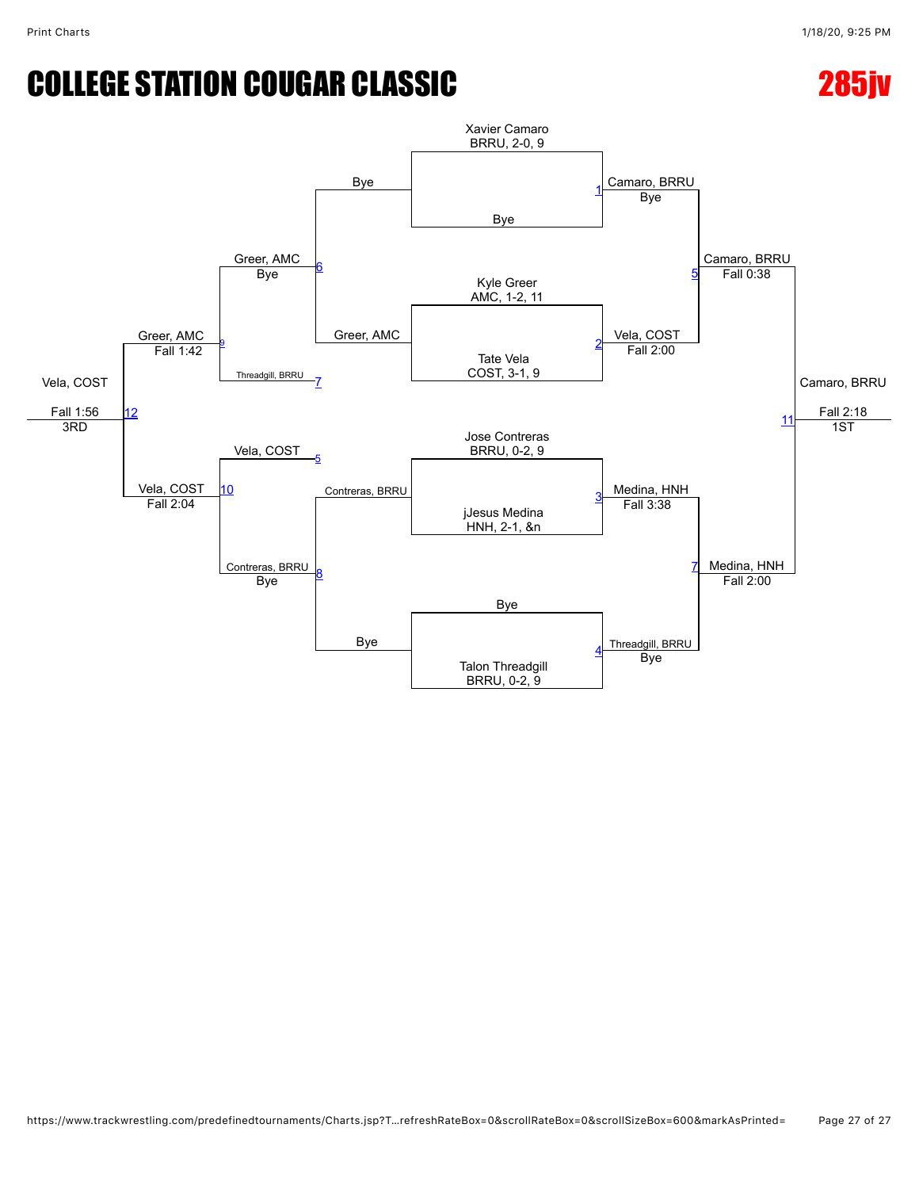# COLLEGE STATION COUGAR CLASSIC

## 285jv

Xavier Camaro
BRRU, 2-0, 9

Bye

1

Camaro, BRRU
Bye

Kyle Greer
AMC, 1-2, 11

Tate Vela
COST, 3-1, 9

2

Vela, COST
Fall 2:00

5

Camaro, BRRU
Fall 0:38

Jose Contreras
BRRU, 0-2, 9

jJesus Medina
HNH, 2-1, &n

3

Medina, HNH
Fall 3:38

Bye

Talon Threadgill
BRRU, 0-2, 9

4

Threadgill, BRRU
Bye

7

Medina, HNH
Fall 2:00

11

Camaro, BRRU
Fall 2:18
1ST

Bye

Greer, AMC

6

Greer, AMC
Bye

Threadgill, BRRU

7

9

Greer, AMC
Fall 1:42

Vela, COST

5

Contreras, BRRU

Bye

8

Contreras, BRRU
Bye

10

Vela, COST
Fall 2:04

12

Vela, COST
Fall 1:56
3RD